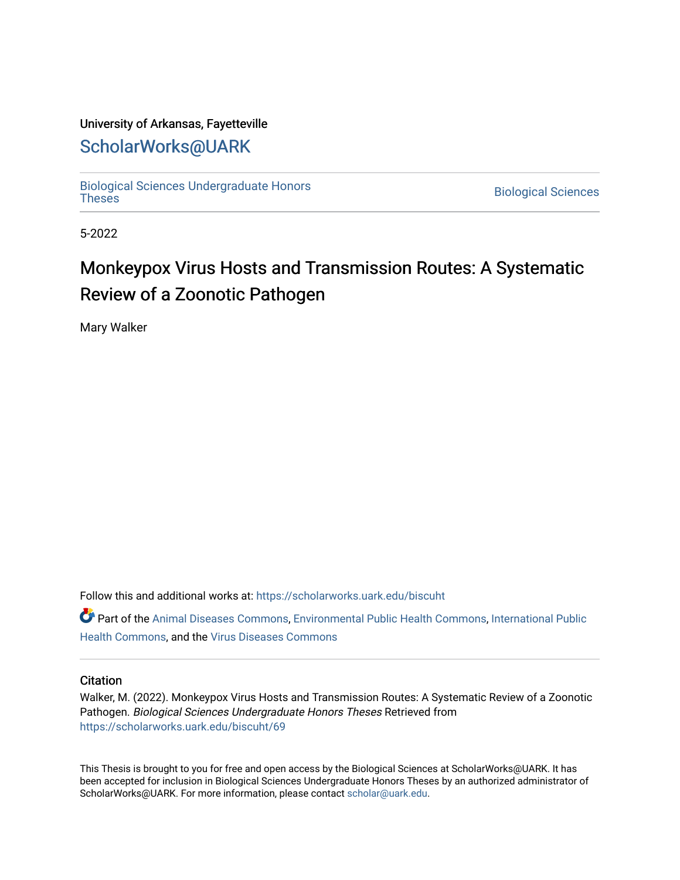University of Arkansas, Fayetteville

# ScholarWorks@UARK

Biological Sciences Undergraduate Honors Theses

Biological Sciences

5-2022

# Monkeypox Virus Hosts and Transmission Routes: A Systematic Review of a Zoonotic Pathogen

Mary Walker

Follow this and additional works at: https://scholarworks.uark.edu/biscuht

Part of the Animal Diseases Commons, Environmental Public Health Commons, International Public Health Commons, and the Virus Diseases Commons

## Citation

Walker, M. (2022). Monkeypox Virus Hosts and Transmission Routes: A Systematic Review of a Zoonotic Pathogen. *Biological Sciences Undergraduate Honors Theses* Retrieved from https://scholarworks.uark.edu/biscuht/69

This Thesis is brought to you for free and open access by the Biological Sciences at ScholarWorks@UARK. It has been accepted for inclusion in Biological Sciences Undergraduate Honors Theses by an authorized administrator of ScholarWorks@UARK. For more information, please contact scholar@uark.edu.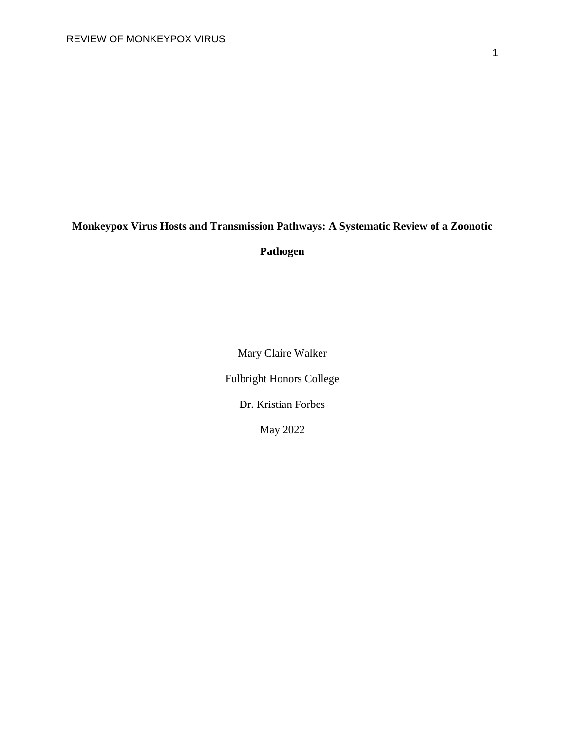**Monkeypox Virus Hosts and Transmission Pathways: A Systematic Review of a Zoonotic Pathogen**

Mary Claire Walker

Fulbright Honors College

Dr. Kristian Forbes

May 2022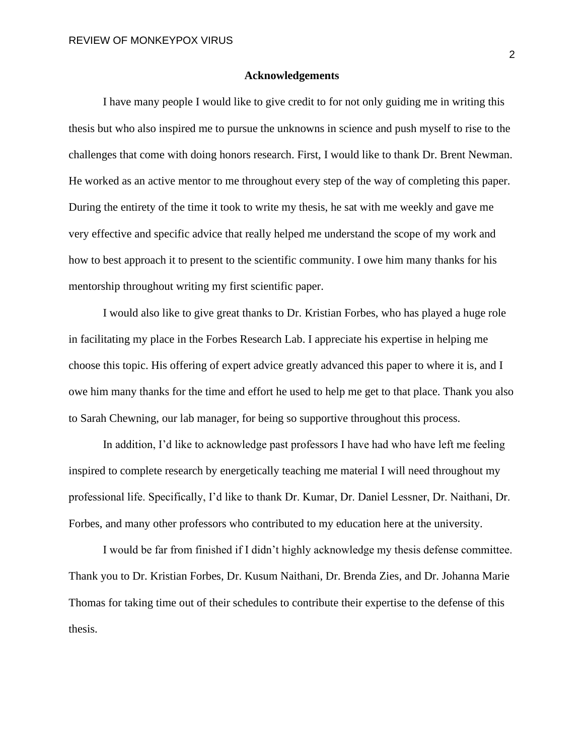## Acknowledgements

I have many people I would like to give credit to for not only guiding me in writing this thesis but who also inspired me to pursue the unknowns in science and push myself to rise to the challenges that come with doing honors research. First, I would like to thank Dr. Brent Newman. He worked as an active mentor to me throughout every step of the way of completing this paper. During the entirety of the time it took to write my thesis, he sat with me weekly and gave me very effective and specific advice that really helped me understand the scope of my work and how to best approach it to present to the scientific community. I owe him many thanks for his mentorship throughout writing my first scientific paper.

I would also like to give great thanks to Dr. Kristian Forbes, who has played a huge role in facilitating my place in the Forbes Research Lab. I appreciate his expertise in helping me choose this topic. His offering of expert advice greatly advanced this paper to where it is, and I owe him many thanks for the time and effort he used to help me get to that place. Thank you also to Sarah Chewning, our lab manager, for being so supportive throughout this process.

In addition, I'd like to acknowledge past professors I have had who have left me feeling inspired to complete research by energetically teaching me material I will need throughout my professional life. Specifically, I'd like to thank Dr. Kumar, Dr. Daniel Lessner, Dr. Naithani, Dr. Forbes, and many other professors who contributed to my education here at the university.

I would be far from finished if I didn't highly acknowledge my thesis defense committee. Thank you to Dr. Kristian Forbes, Dr. Kusum Naithani, Dr. Brenda Zies, and Dr. Johanna Marie Thomas for taking time out of their schedules to contribute their expertise to the defense of this thesis.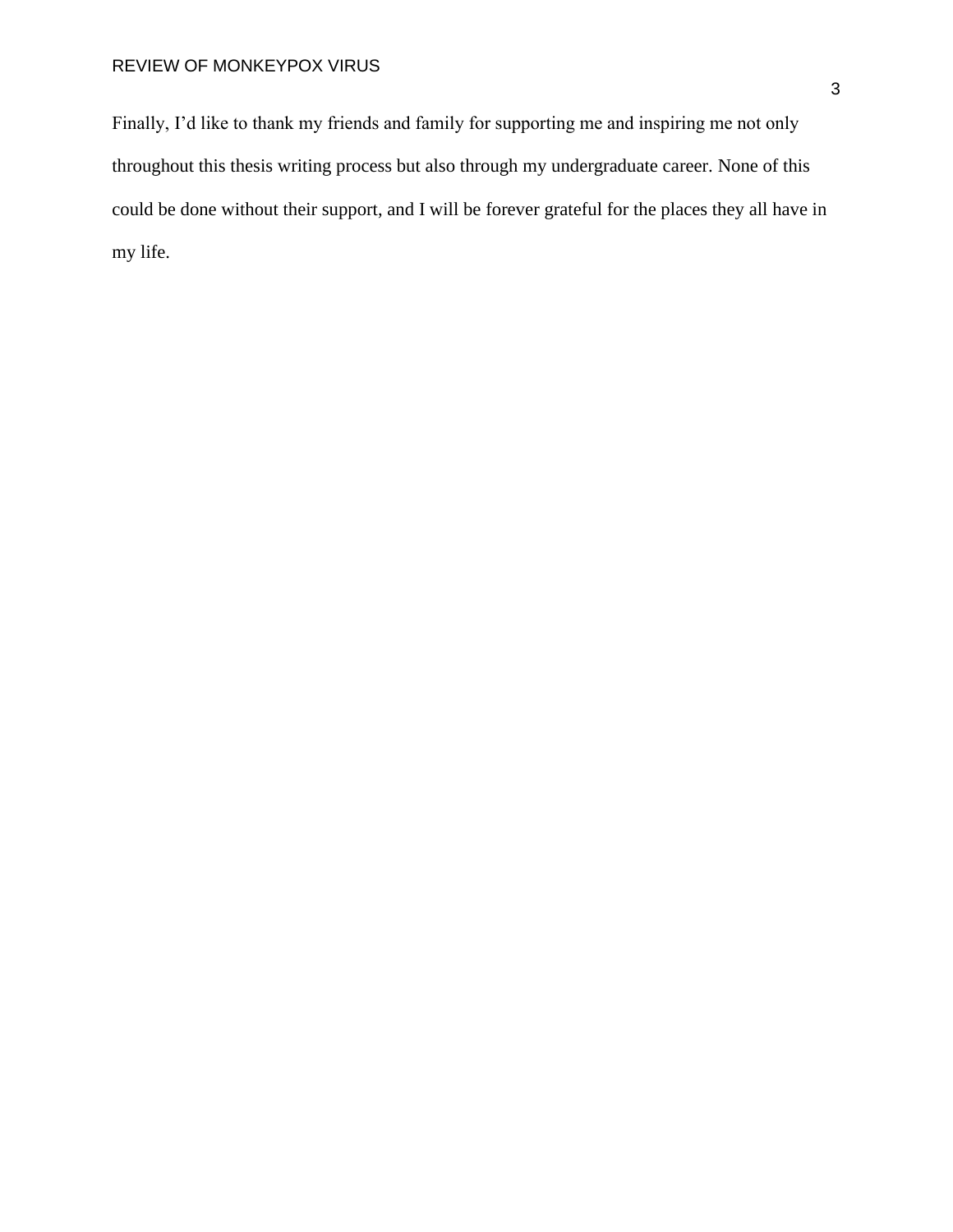Finally, I’d like to thank my friends and family for supporting me and inspiring me not only throughout this thesis writing process but also through my undergraduate career. None of this could be done without their support, and I will be forever grateful for the places they all have in my life.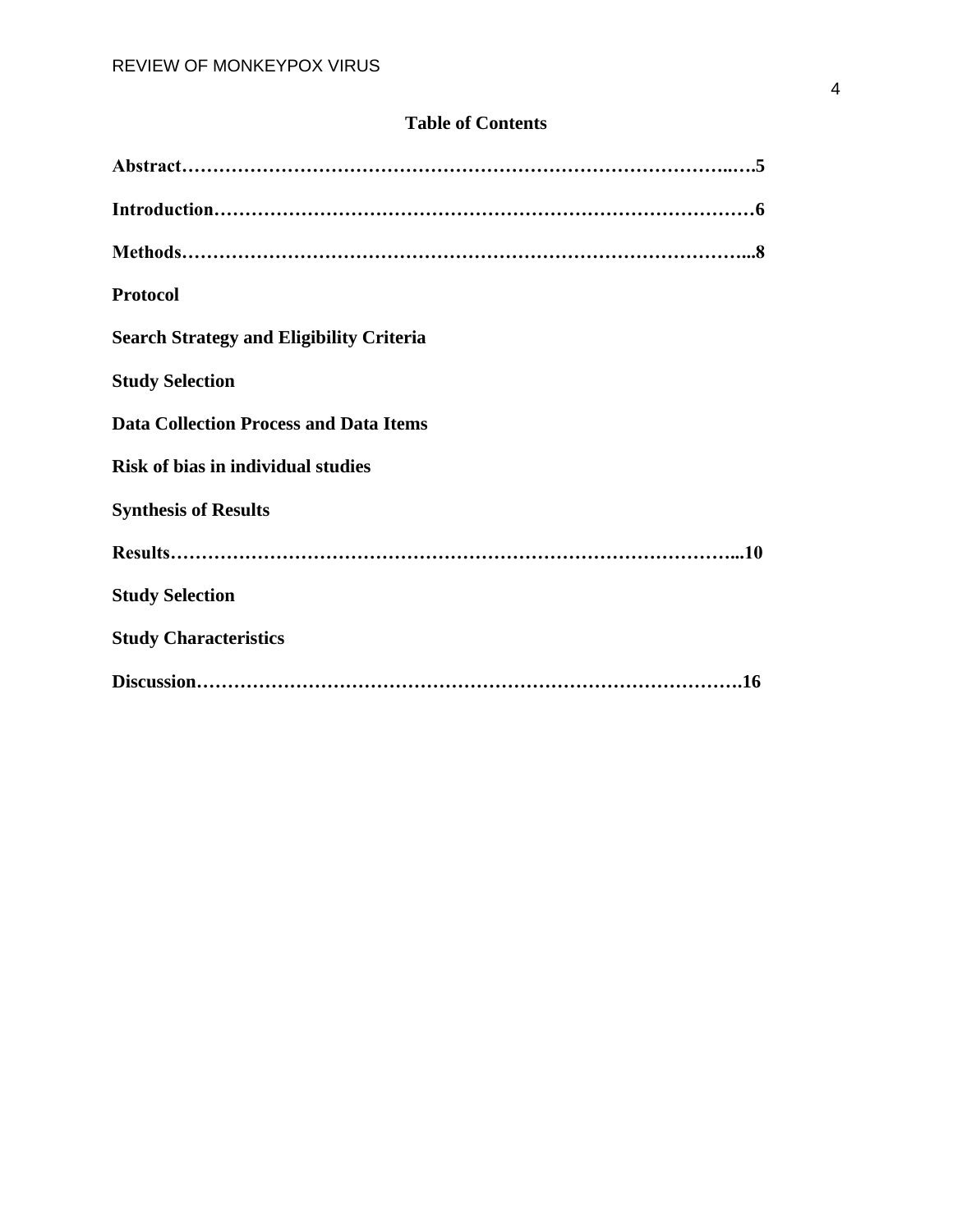# Table of Contents

**Abstract………………………………………………………………………………..….5**

**Introduction……………………………………………………………………………6**

**Methods…………………………………………………………………………………...8**

**Protocol**

**Search Strategy and Eligibility Criteria**

**Study Selection**

**Data Collection Process and Data Items**

**Risk of bias in individual studies**

**Synthesis of Results**

**Results……………………………………………………………………………….....10**

**Study Selection**

**Study Characteristics**

**Discussion……………………………………………………………………………….16**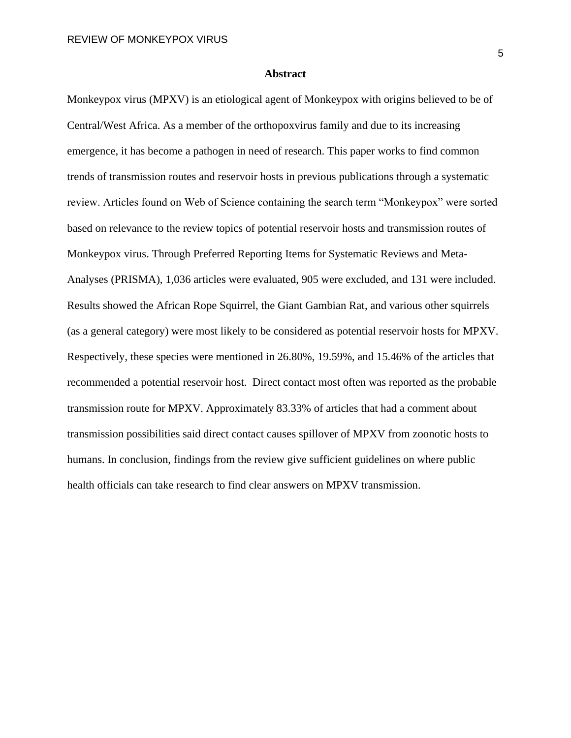## Abstract

Monkeypox virus (MPXV) is an etiological agent of Monkeypox with origins believed to be of Central/West Africa. As a member of the orthopoxvirus family and due to its increasing emergence, it has become a pathogen in need of research. This paper works to find common trends of transmission routes and reservoir hosts in previous publications through a systematic review. Articles found on Web of Science containing the search term "Monkeypox" were sorted based on relevance to the review topics of potential reservoir hosts and transmission routes of Monkeypox virus. Through Preferred Reporting Items for Systematic Reviews and Meta-Analyses (PRISMA), 1,036 articles were evaluated, 905 were excluded, and 131 were included. Results showed the African Rope Squirrel, the Giant Gambian Rat, and various other squirrels (as a general category) were most likely to be considered as potential reservoir hosts for MPXV. Respectively, these species were mentioned in 26.80%, 19.59%, and 15.46% of the articles that recommended a potential reservoir host. Direct contact most often was reported as the probable transmission route for MPXV. Approximately 83.33% of articles that had a comment about transmission possibilities said direct contact causes spillover of MPXV from zoonotic hosts to humans. In conclusion, findings from the review give sufficient guidelines on where public health officials can take research to find clear answers on MPXV transmission.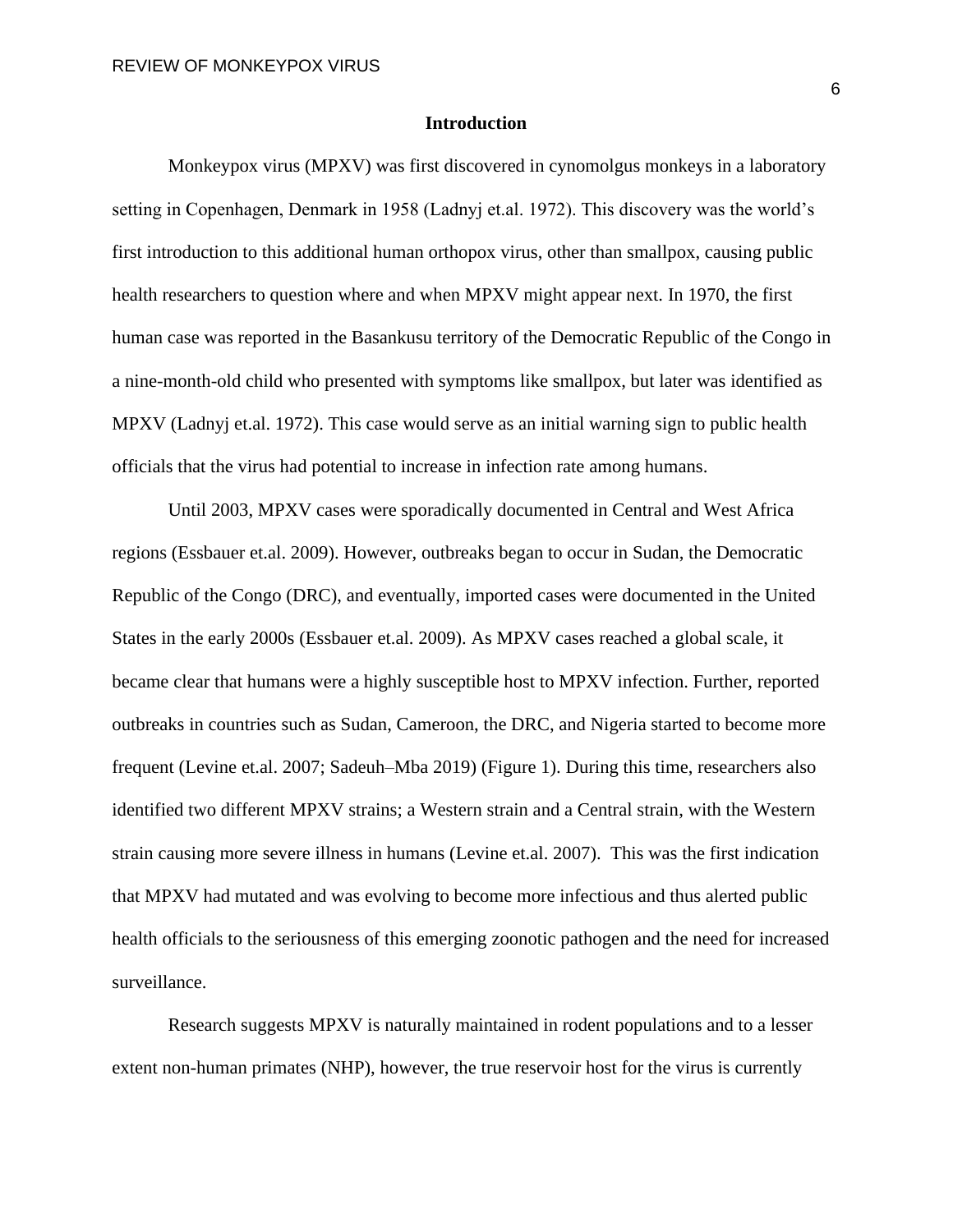## Introduction

Monkeypox virus (MPXV) was first discovered in cynomolgus monkeys in a laboratory setting in Copenhagen, Denmark in 1958 (Ladnyj et.al. 1972). This discovery was the world's first introduction to this additional human orthopox virus, other than smallpox, causing public health researchers to question where and when MPXV might appear next. In 1970, the first human case was reported in the Basankusu territory of the Democratic Republic of the Congo in a nine-month-old child who presented with symptoms like smallpox, but later was identified as MPXV (Ladnyj et.al. 1972). This case would serve as an initial warning sign to public health officials that the virus had potential to increase in infection rate among humans.

Until 2003, MPXV cases were sporadically documented in Central and West Africa regions (Essbauer et.al. 2009). However, outbreaks began to occur in Sudan, the Democratic Republic of the Congo (DRC), and eventually, imported cases were documented in the United States in the early 2000s (Essbauer et.al. 2009). As MPXV cases reached a global scale, it became clear that humans were a highly susceptible host to MPXV infection. Further, reported outbreaks in countries such as Sudan, Cameroon, the DRC, and Nigeria started to become more frequent (Levine et.al. 2007; Sadeuh–Mba 2019) (Figure 1). During this time, researchers also identified two different MPXV strains; a Western strain and a Central strain, with the Western strain causing more severe illness in humans (Levine et.al. 2007). This was the first indication that MPXV had mutated and was evolving to become more infectious and thus alerted public health officials to the seriousness of this emerging zoonotic pathogen and the need for increased surveillance.

Research suggests MPXV is naturally maintained in rodent populations and to a lesser extent non-human primates (NHP), however, the true reservoir host for the virus is currently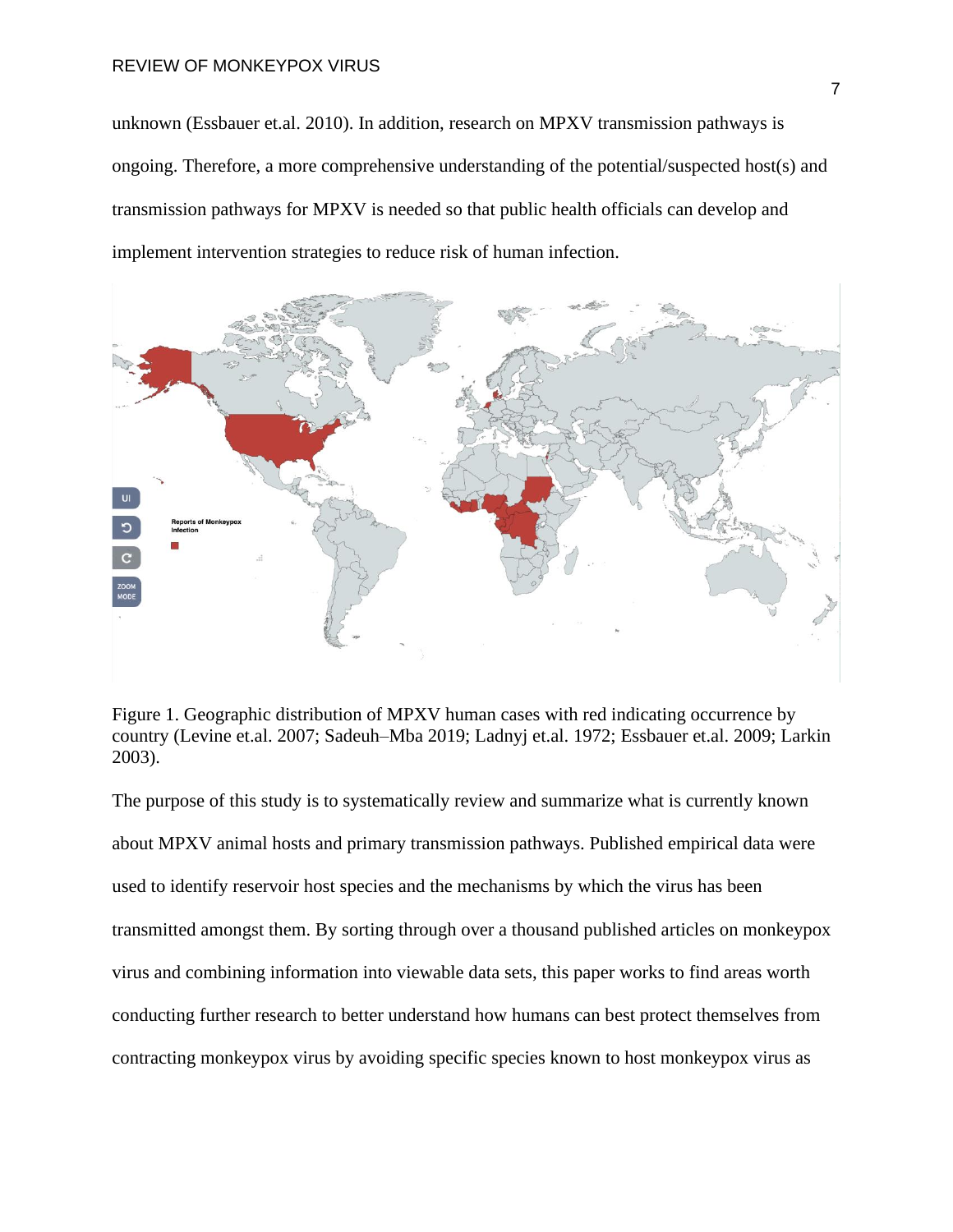unknown (Essbauer et.al. 2010). In addition, research on MPXV transmission pathways is ongoing. Therefore, a more comprehensive understanding of the potential/suspected host(s) and transmission pathways for MPXV is needed so that public health officials can develop and implement intervention strategies to reduce risk of human infection.

Figure 1. Geographic distribution of MPXV human cases with red indicating occurrence by country (Levine et.al. 2007; Sadeuh–Mba 2019; Ladnyj et.al. 1972; Essbauer et.al. 2009; Larkin 2003).

The purpose of this study is to systematically review and summarize what is currently known about MPXV animal hosts and primary transmission pathways. Published empirical data were used to identify reservoir host species and the mechanisms by which the virus has been transmitted amongst them. By sorting through over a thousand published articles on monkeypox virus and combining information into viewable data sets, this paper works to find areas worth conducting further research to better understand how humans can best protect themselves from contracting monkeypox virus by avoiding specific species known to host monkeypox virus as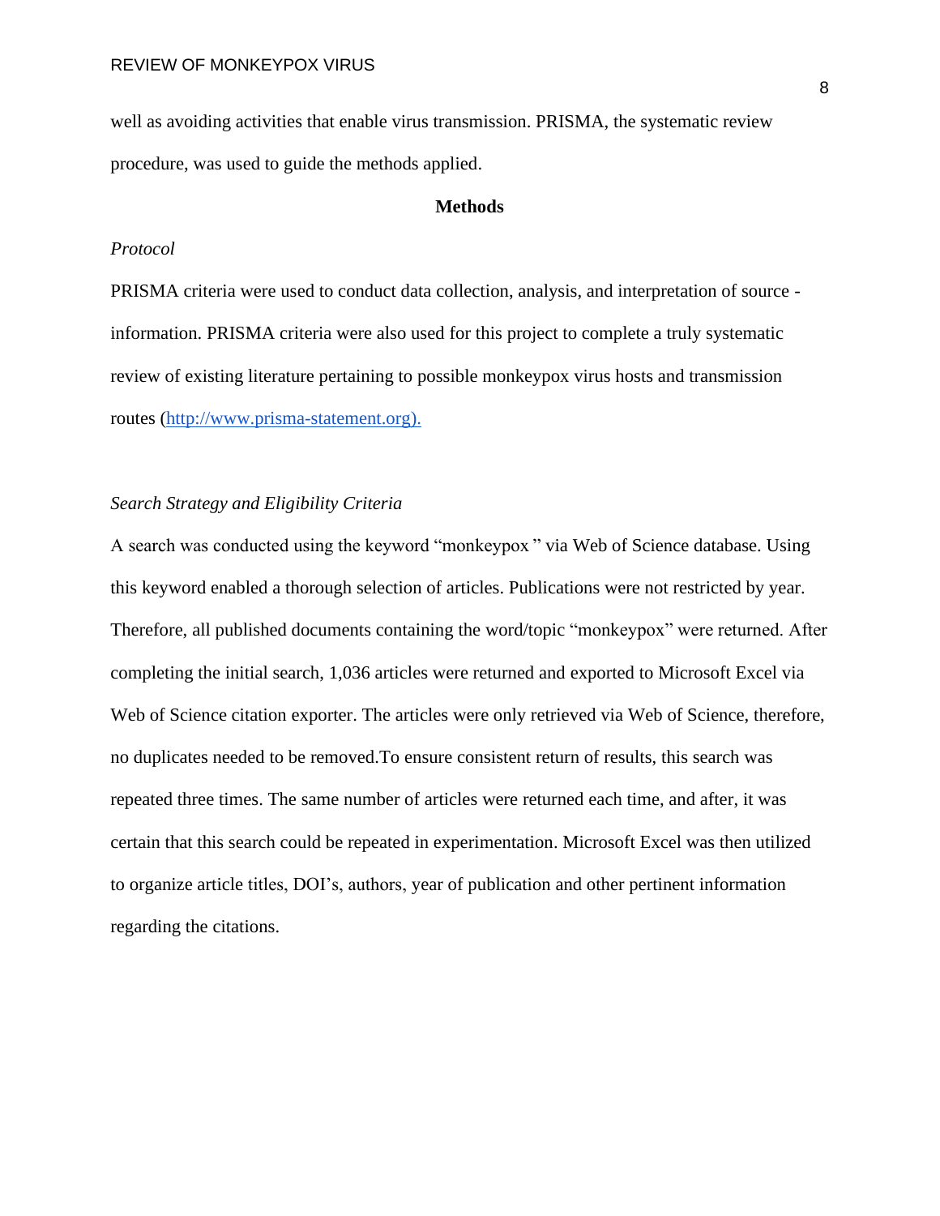well as avoiding activities that enable virus transmission. PRISMA, the systematic review procedure, was used to guide the methods applied.

## Methods

### *Protocol*

PRISMA criteria were used to conduct data collection, analysis, and interpretation of source - information. PRISMA criteria were also used for this project to complete a truly systematic review of existing literature pertaining to possible monkeypox virus hosts and transmission routes (http://www.prisma-statement.org).

### *Search Strategy and Eligibility Criteria*

A search was conducted using the keyword "monkeypox " via Web of Science database. Using this keyword enabled a thorough selection of articles. Publications were not restricted by year. Therefore, all published documents containing the word/topic "monkeypox" were returned. After completing the initial search, 1,036 articles were returned and exported to Microsoft Excel via Web of Science citation exporter. The articles were only retrieved via Web of Science, therefore, no duplicates needed to be removed.To ensure consistent return of results, this search was repeated three times. The same number of articles were returned each time, and after, it was certain that this search could be repeated in experimentation. Microsoft Excel was then utilized to organize article titles, DOI's, authors, year of publication and other pertinent information regarding the citations.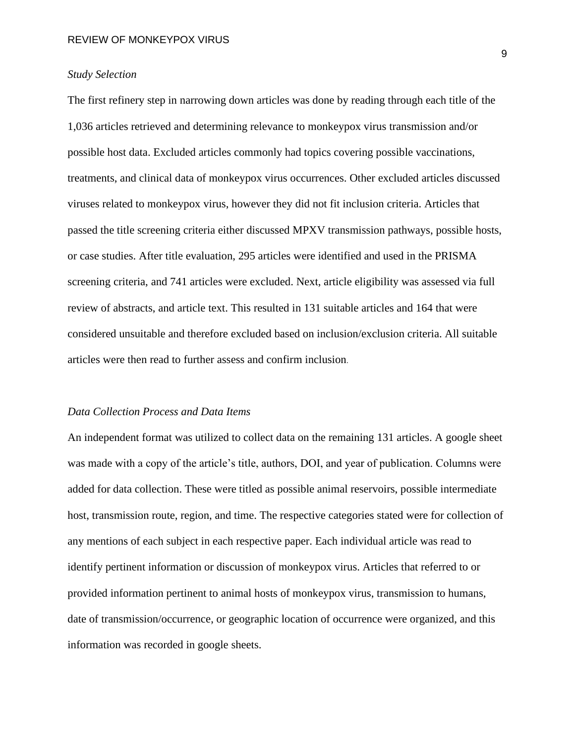*Study Selection*

The first refinery step in narrowing down articles was done by reading through each title of the 1,036 articles retrieved and determining relevance to monkeypox virus transmission and/or possible host data. Excluded articles commonly had topics covering possible vaccinations, treatments, and clinical data of monkeypox virus occurrences. Other excluded articles discussed viruses related to monkeypox virus, however they did not fit inclusion criteria. Articles that passed the title screening criteria either discussed MPXV transmission pathways, possible hosts, or case studies. After title evaluation, 295 articles were identified and used in the PRISMA screening criteria, and 741 articles were excluded. Next, article eligibility was assessed via full review of abstracts, and article text. This resulted in 131 suitable articles and 164 that were considered unsuitable and therefore excluded based on inclusion/exclusion criteria. All suitable articles were then read to further assess and confirm inclusion.

*Data Collection Process and Data Items*

An independent format was utilized to collect data on the remaining 131 articles. A google sheet was made with a copy of the article's title, authors, DOI, and year of publication. Columns were added for data collection. These were titled as possible animal reservoirs, possible intermediate host, transmission route, region, and time. The respective categories stated were for collection of any mentions of each subject in each respective paper. Each individual article was read to identify pertinent information or discussion of monkeypox virus. Articles that referred to or provided information pertinent to animal hosts of monkeypox virus, transmission to humans, date of transmission/occurrence, or geographic location of occurrence were organized, and this information was recorded in google sheets.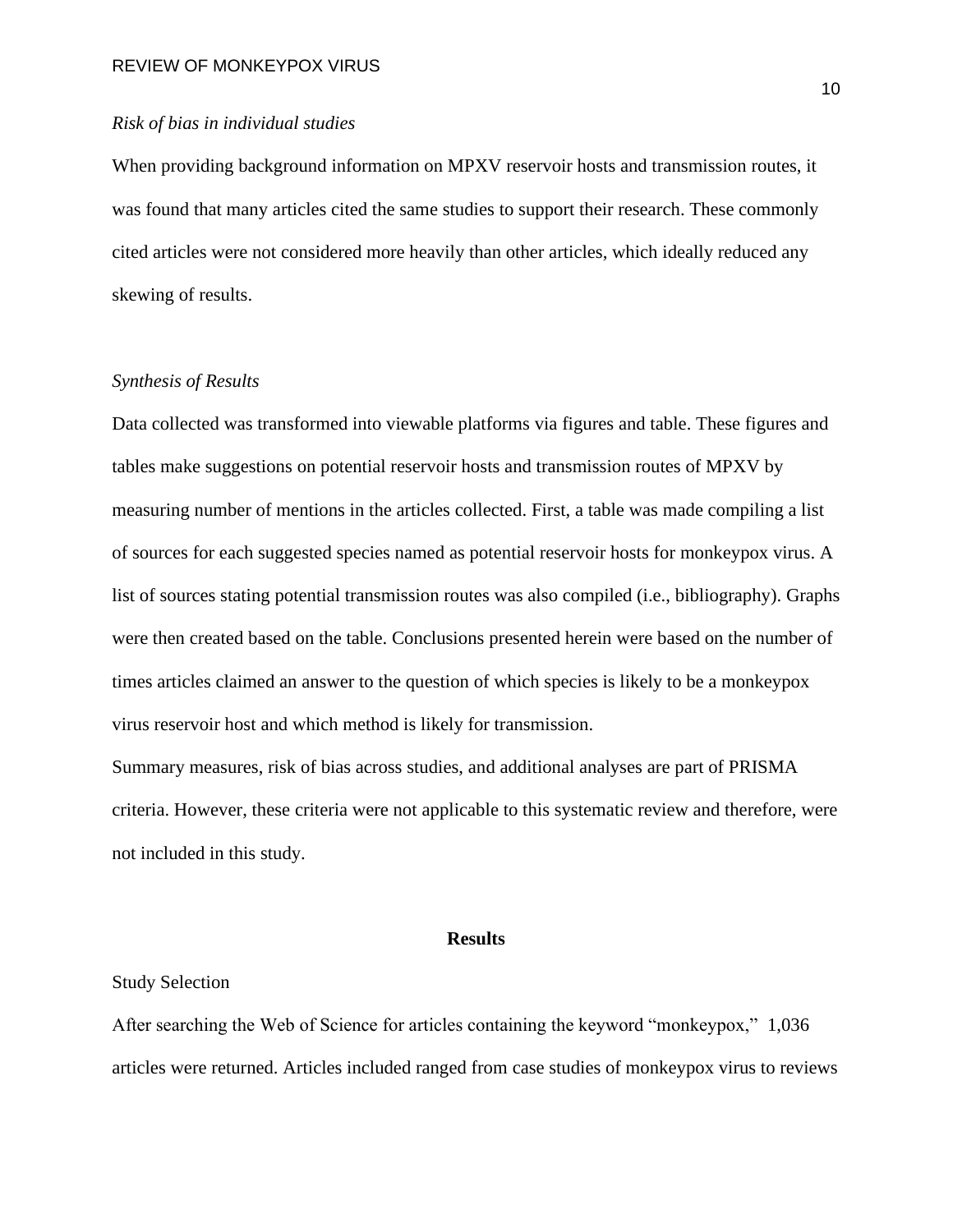*Risk of bias in individual studies*

When providing background information on MPXV reservoir hosts and transmission routes, it was found that many articles cited the same studies to support their research. These commonly cited articles were not considered more heavily than other articles, which ideally reduced any skewing of results.

*Synthesis of Results*

Data collected was transformed into viewable platforms via figures and table. These figures and tables make suggestions on potential reservoir hosts and transmission routes of MPXV by measuring number of mentions in the articles collected. First, a table was made compiling a list of sources for each suggested species named as potential reservoir hosts for monkeypox virus. A list of sources stating potential transmission routes was also compiled (i.e., bibliography). Graphs were then created based on the table. Conclusions presented herein were based on the number of times articles claimed an answer to the question of which species is likely to be a monkeypox virus reservoir host and which method is likely for transmission.

Summary measures, risk of bias across studies, and additional analyses are part of PRISMA criteria. However, these criteria were not applicable to this systematic review and therefore, were not included in this study.

## Results

Study Selection

After searching the Web of Science for articles containing the keyword "monkeypox," 1,036 articles were returned. Articles included ranged from case studies of monkeypox virus to reviews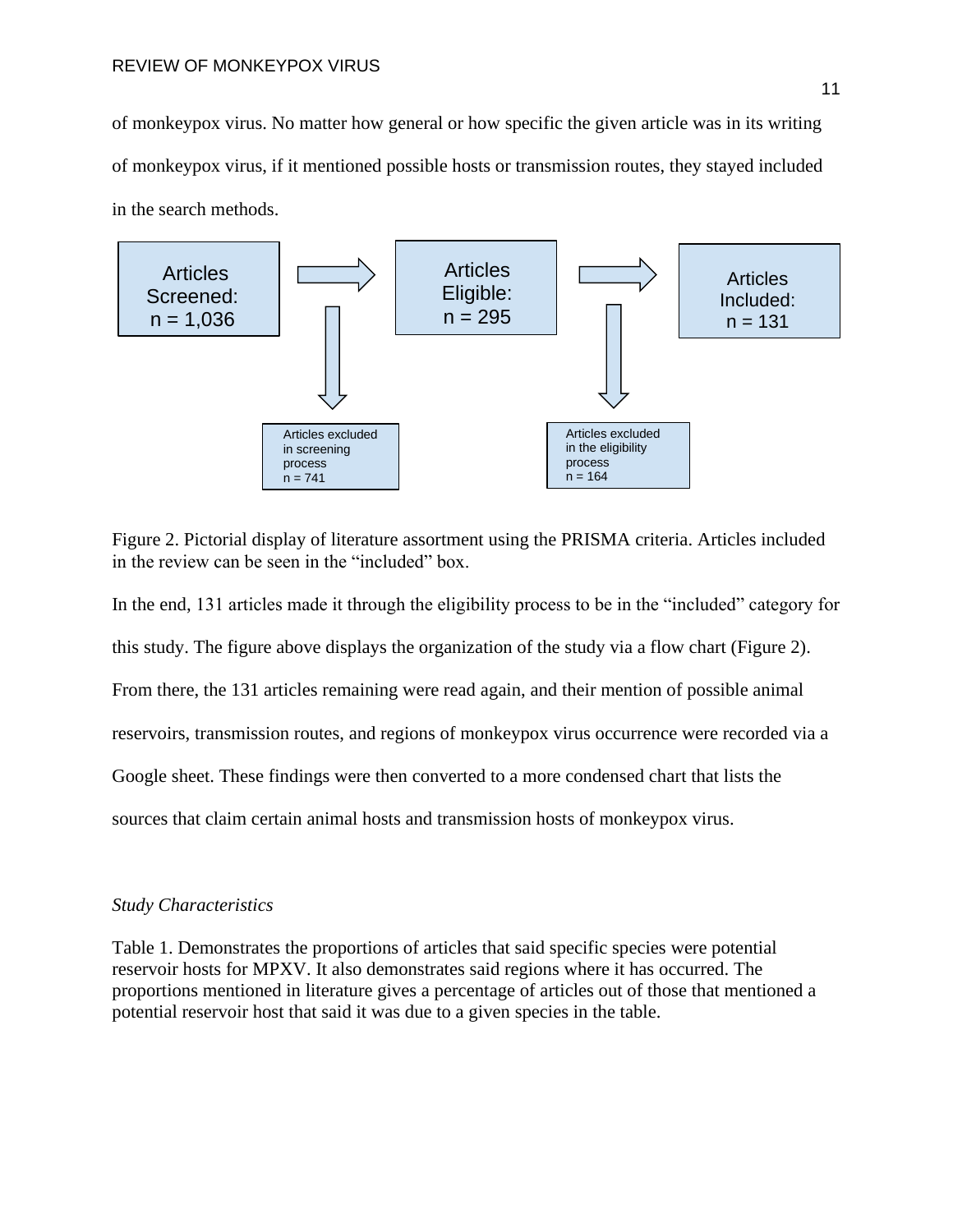of monkeypox virus. No matter how general or how specific the given article was in its writing of monkeypox virus, if it mentioned possible hosts or transmission routes, they stayed included in the search methods.

Articles Screened: n = 1,036

Articles Eligible: n = 295

Articles Included: n = 131

Articles excluded in screening process n = 741

Articles excluded in the eligibility process n = 164

Figure 2. Pictorial display of literature assortment using the PRISMA criteria. Articles included in the review can be seen in the "included" box.

In the end, 131 articles made it through the eligibility process to be in the "included" category for this study. The figure above displays the organization of the study via a flow chart (Figure 2). From there, the 131 articles remaining were read again, and their mention of possible animal reservoirs, transmission routes, and regions of monkeypox virus occurrence were recorded via a Google sheet. These findings were then converted to a more condensed chart that lists the sources that claim certain animal hosts and transmission hosts of monkeypox virus.

*Study Characteristics*

Table 1. Demonstrates the proportions of articles that said specific species were potential reservoir hosts for MPXV. It also demonstrates said regions where it has occurred. The proportions mentioned in literature gives a percentage of articles out of those that mentioned a potential reservoir host that said it was due to a given species in the table.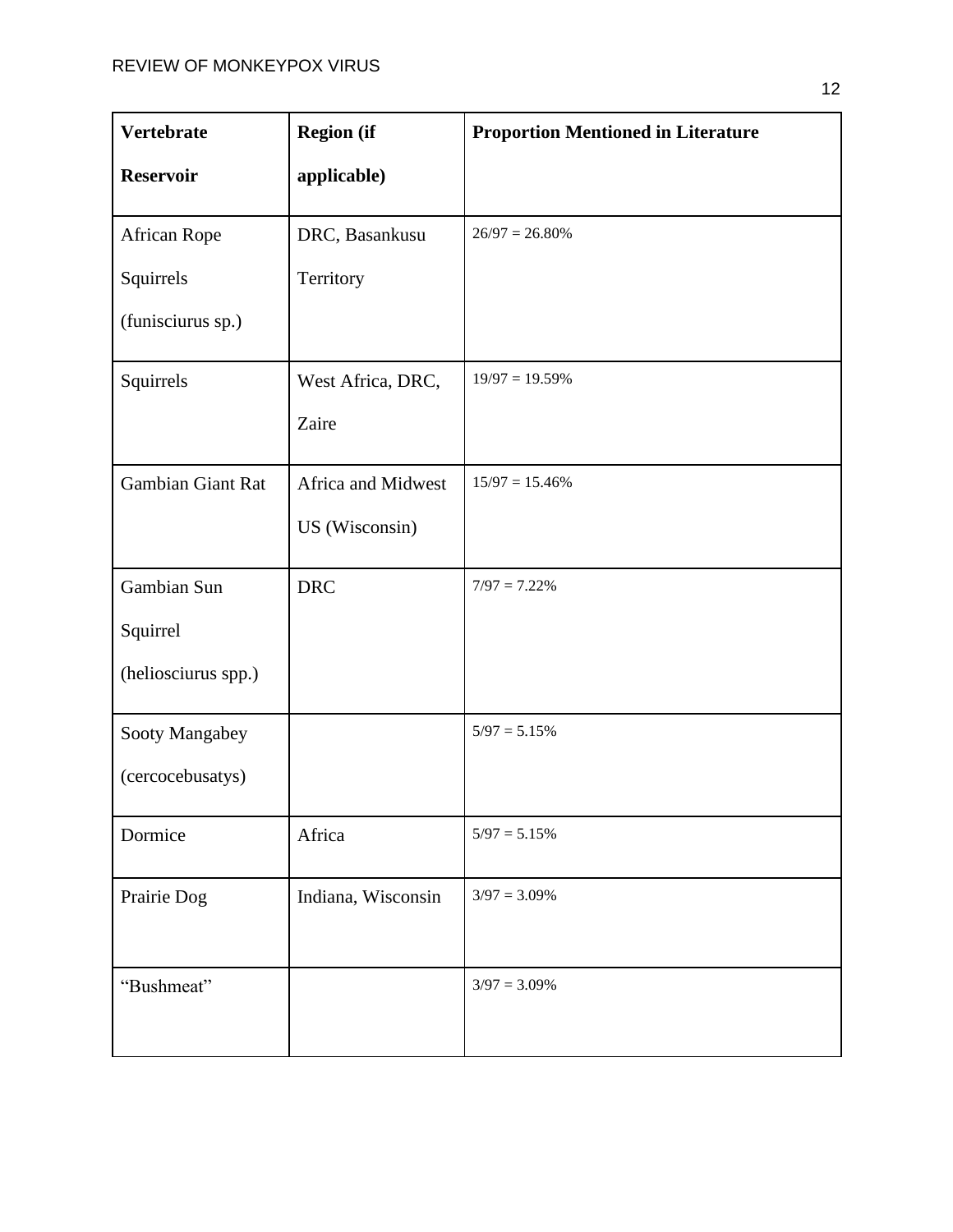| Vertebrate Reservoir | Region (if applicable) | Proportion Mentioned in Literature |
|---|---|---|
| African Rope Squirrels (funisciurus sp.) | DRC, Basankusu Territory | 26/97 = 26.80% |
| Squirrels | West Africa, DRC, Zaire | 19/97 = 19.59% |
| Gambian Giant Rat | Africa and Midwest US (Wisconsin) | 15/97 = 15.46% |
| Gambian Sun Squirrel (heliosciurus spp.) | DRC | 7/97 = 7.22% |
| Sooty Mangabey (cercocebusatys) | | 5/97 = 5.15% |
| Dormice | Africa | 5/97 = 5.15% |
| Prairie Dog | Indiana, Wisconsin | 3/97 = 3.09% |
| “Bushmeat” | | 3/97 = 3.09% |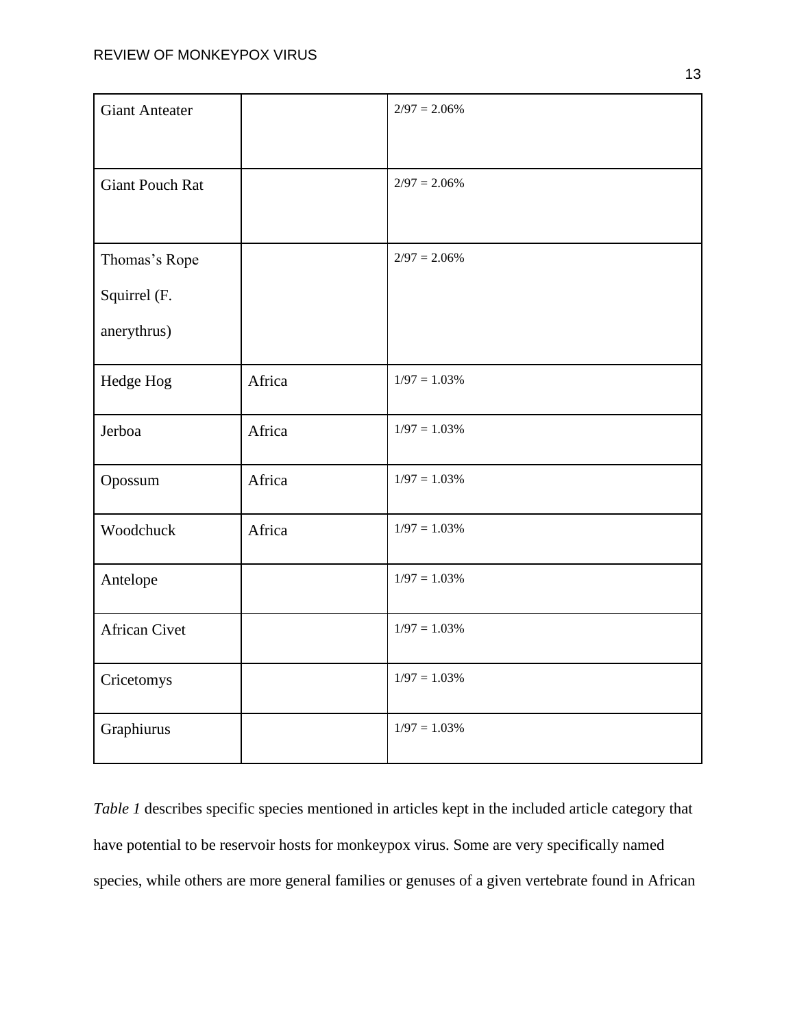| Giant Anteater | | 2/97 = 2.06% |
|---|---|---|
| Giant Pouch Rat | | 2/97 = 2.06% |
| Thomas's Rope Squirrel (F. anerythrus) | | 2/97 = 2.06% |
| Hedge Hog | Africa | 1/97 = 1.03% |
| Jerboa | Africa | 1/97 = 1.03% |
| Opossum | Africa | 1/97 = 1.03% |
| Woodchuck | Africa | 1/97 = 1.03% |
| Antelope | | 1/97 = 1.03% |
| African Civet | | 1/97 = 1.03% |
| Cricetomys | | 1/97 = 1.03% |
| Graphiurus | | 1/97 = 1.03% |

*Table 1* describes specific species mentioned in articles kept in the included article category that have potential to be reservoir hosts for monkeypox virus. Some are very specifically named species, while others are more general families or genuses of a given vertebrate found in African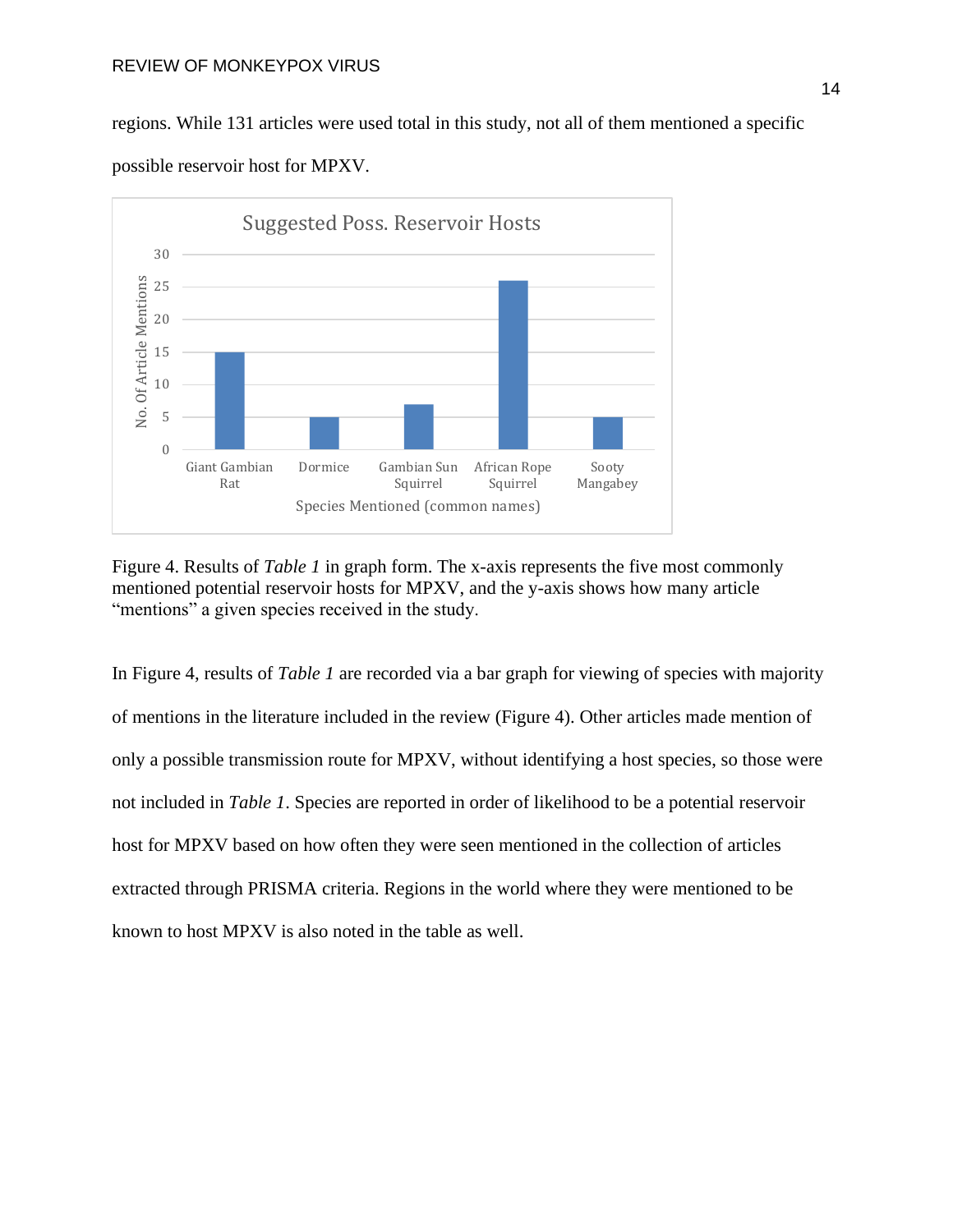regions. While 131 articles were used total in this study, not all of them mentioned a specific possible reservoir host for MPXV.

Figure 4. Results of *Table 1* in graph form. The x-axis represents the five most commonly mentioned potential reservoir hosts for MPXV, and the y-axis shows how many article "mentions" a given species received in the study.

In Figure 4, results of *Table 1* are recorded via a bar graph for viewing of species with majority of mentions in the literature included in the review (Figure 4). Other articles made mention of only a possible transmission route for MPXV, without identifying a host species, so those were not included in *Table 1*. Species are reported in order of likelihood to be a potential reservoir host for MPXV based on how often they were seen mentioned in the collection of articles extracted through PRISMA criteria. Regions in the world where they were mentioned to be known to host MPXV is also noted in the table as well.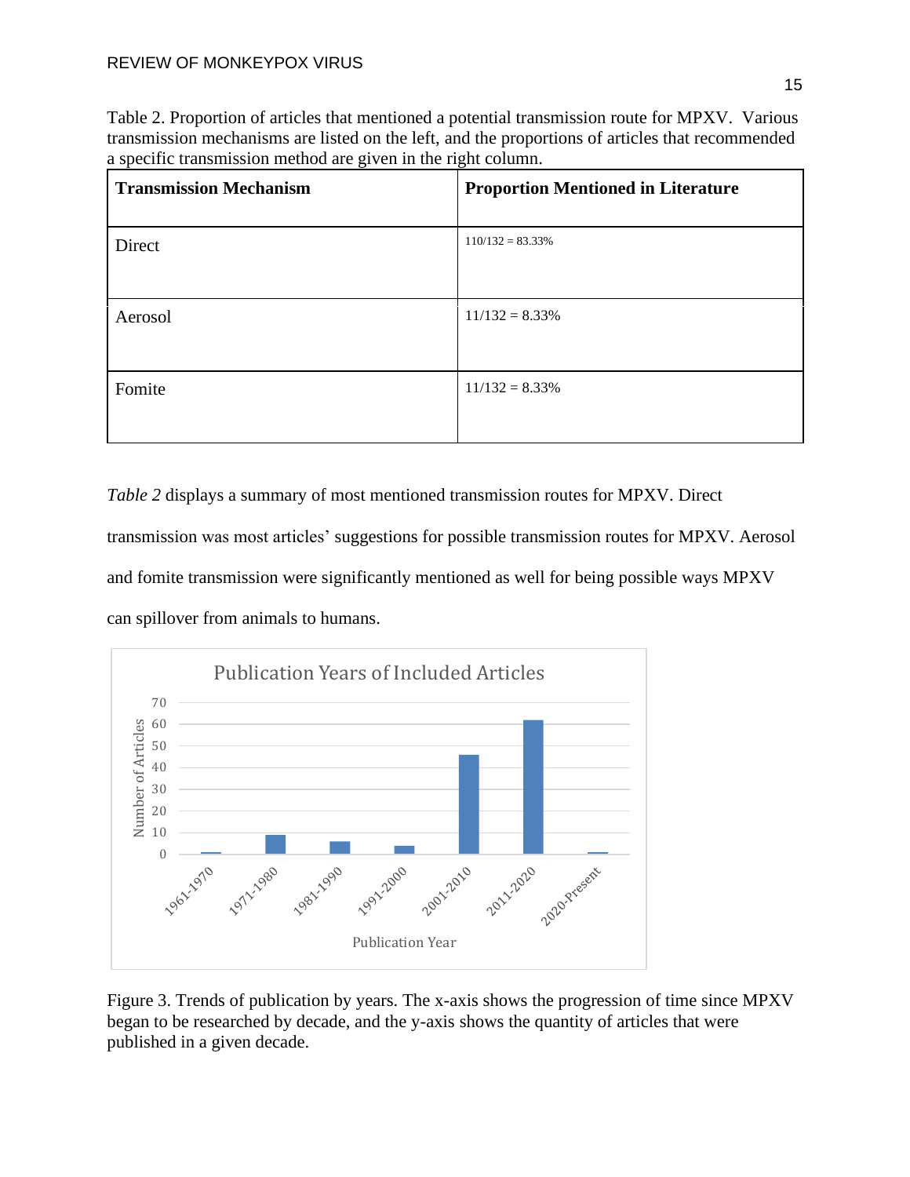Table 2. Proportion of articles that mentioned a potential transmission route for MPXV. Various transmission mechanisms are listed on the left, and the proportions of articles that recommended a specific transmission method are given in the right column.

| Transmission Mechanism | Proportion Mentioned in Literature |
| --- | --- |
| Direct | 110/132 = 83.33% |
| Aerosol | 11/132 = 8.33% |
| Fomite | 11/132 = 8.33% |

*Table 2* displays a summary of most mentioned transmission routes for MPXV. Direct transmission was most articles' suggestions for possible transmission routes for MPXV. Aerosol and fomite transmission were significantly mentioned as well for being possible ways MPXV can spillover from animals to humans.

Figure 3. Trends of publication by years. The x-axis shows the progression of time since MPXV began to be researched by decade, and the y-axis shows the quantity of articles that were published in a given decade.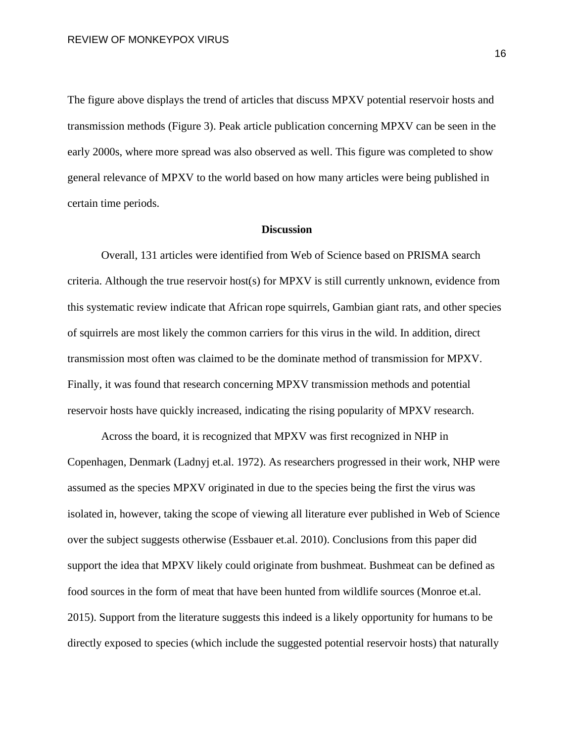The figure above displays the trend of articles that discuss MPXV potential reservoir hosts and transmission methods (Figure 3). Peak article publication concerning MPXV can be seen in the early 2000s, where more spread was also observed as well. This figure was completed to show general relevance of MPXV to the world based on how many articles were being published in certain time periods.

## Discussion

Overall, 131 articles were identified from Web of Science based on PRISMA search criteria. Although the true reservoir host(s) for MPXV is still currently unknown, evidence from this systematic review indicate that African rope squirrels, Gambian giant rats, and other species of squirrels are most likely the common carriers for this virus in the wild. In addition, direct transmission most often was claimed to be the dominate method of transmission for MPXV. Finally, it was found that research concerning MPXV transmission methods and potential reservoir hosts have quickly increased, indicating the rising popularity of MPXV research.

Across the board, it is recognized that MPXV was first recognized in NHP in Copenhagen, Denmark (Ladnyj et.al. 1972). As researchers progressed in their work, NHP were assumed as the species MPXV originated in due to the species being the first the virus was isolated in, however, taking the scope of viewing all literature ever published in Web of Science over the subject suggests otherwise (Essbauer et.al. 2010). Conclusions from this paper did support the idea that MPXV likely could originate from bushmeat. Bushmeat can be defined as food sources in the form of meat that have been hunted from wildlife sources (Monroe et.al. 2015). Support from the literature suggests this indeed is a likely opportunity for humans to be directly exposed to species (which include the suggested potential reservoir hosts) that naturally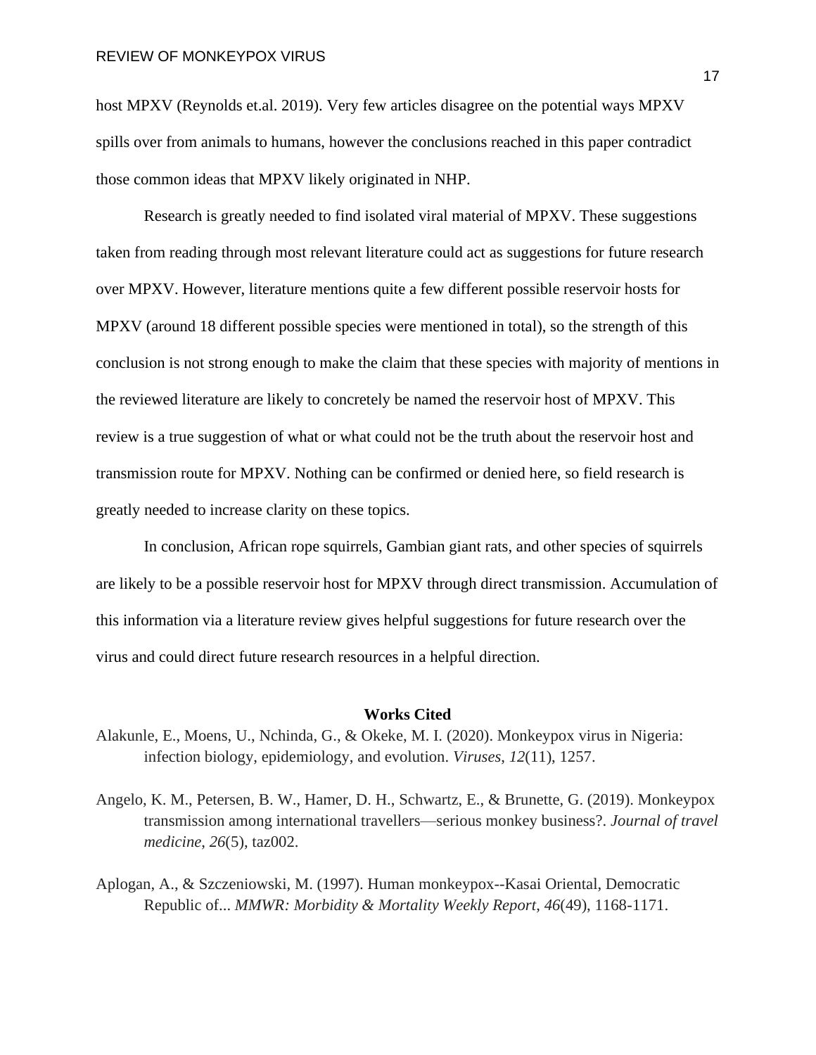host MPXV (Reynolds et.al. 2019). Very few articles disagree on the potential ways MPXV spills over from animals to humans, however the conclusions reached in this paper contradict those common ideas that MPXV likely originated in NHP.

Research is greatly needed to find isolated viral material of MPXV. These suggestions taken from reading through most relevant literature could act as suggestions for future research over MPXV. However, literature mentions quite a few different possible reservoir hosts for MPXV (around 18 different possible species were mentioned in total), so the strength of this conclusion is not strong enough to make the claim that these species with majority of mentions in the reviewed literature are likely to concretely be named the reservoir host of MPXV. This review is a true suggestion of what or what could not be the truth about the reservoir host and transmission route for MPXV. Nothing can be confirmed or denied here, so field research is greatly needed to increase clarity on these topics.

In conclusion, African rope squirrels, Gambian giant rats, and other species of squirrels are likely to be a possible reservoir host for MPXV through direct transmission. Accumulation of this information via a literature review gives helpful suggestions for future research over the virus and could direct future research resources in a helpful direction.

## Works Cited

Alakunle, E., Moens, U., Nchinda, G., & Okeke, M. I. (2020). Monkeypox virus in Nigeria: infection biology, epidemiology, and evolution. *Viruses*, *12*(11), 1257.

Angelo, K. M., Petersen, B. W., Hamer, D. H., Schwartz, E., & Brunette, G. (2019). Monkeypox transmission among international travellers—serious monkey business?. *Journal of travel medicine*, *26*(5), taz002.

Aplogan, A., & Szczeniowski, M. (1997). Human monkeypox--Kasai Oriental, Democratic Republic of... *MMWR: Morbidity & Mortality Weekly Report*, *46*(49), 1168-1171.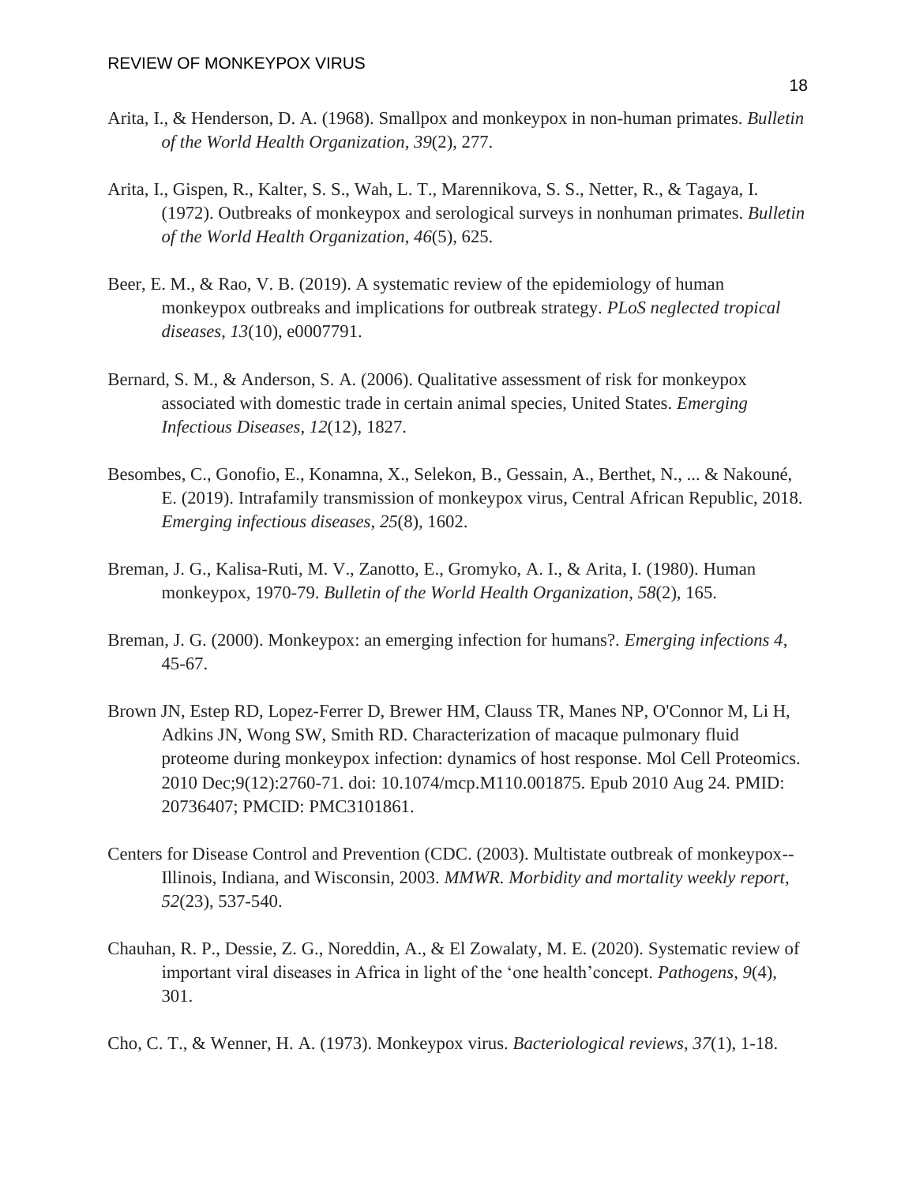Arita, I., & Henderson, D. A. (1968). Smallpox and monkeypox in non-human primates. *Bulletin of the World Health Organization*, *39*(2), 277.

Arita, I., Gispen, R., Kalter, S. S., Wah, L. T., Marennikova, S. S., Netter, R., & Tagaya, I. (1972). Outbreaks of monkeypox and serological surveys in nonhuman primates. *Bulletin of the World Health Organization*, *46*(5), 625.

Beer, E. M., & Rao, V. B. (2019). A systematic review of the epidemiology of human monkeypox outbreaks and implications for outbreak strategy. *PLoS neglected tropical diseases*, *13*(10), e0007791.

Bernard, S. M., & Anderson, S. A. (2006). Qualitative assessment of risk for monkeypox associated with domestic trade in certain animal species, United States. *Emerging Infectious Diseases*, *12*(12), 1827.

Besombes, C., Gonofio, E., Konamna, X., Selekon, B., Gessain, A., Berthet, N., ... & Nakouné, E. (2019). Intrafamily transmission of monkeypox virus, Central African Republic, 2018. *Emerging infectious diseases*, *25*(8), 1602.

Breman, J. G., Kalisa-Ruti, M. V., Zanotto, E., Gromyko, A. I., & Arita, I. (1980). Human monkeypox, 1970-79. *Bulletin of the World Health Organization*, *58*(2), 165.

Breman, J. G. (2000). Monkeypox: an emerging infection for humans?. *Emerging infections 4*, 45-67.

Brown JN, Estep RD, Lopez-Ferrer D, Brewer HM, Clauss TR, Manes NP, O'Connor M, Li H, Adkins JN, Wong SW, Smith RD. Characterization of macaque pulmonary fluid proteome during monkeypox infection: dynamics of host response. Mol Cell Proteomics. 2010 Dec;9(12):2760-71. doi: 10.1074/mcp.M110.001875. Epub 2010 Aug 24. PMID: 20736407; PMCID: PMC3101861.

Centers for Disease Control and Prevention (CDC. (2003). Multistate outbreak of monkeypox--Illinois, Indiana, and Wisconsin, 2003. *MMWR. Morbidity and mortality weekly report*, *52*(23), 537-540.

Chauhan, R. P., Dessie, Z. G., Noreddin, A., & El Zowalaty, M. E. (2020). Systematic review of important viral diseases in Africa in light of the 'one health'concept. *Pathogens*, *9*(4), 301.

Cho, C. T., & Wenner, H. A. (1973). Monkeypox virus. *Bacteriological reviews*, *37*(1), 1-18.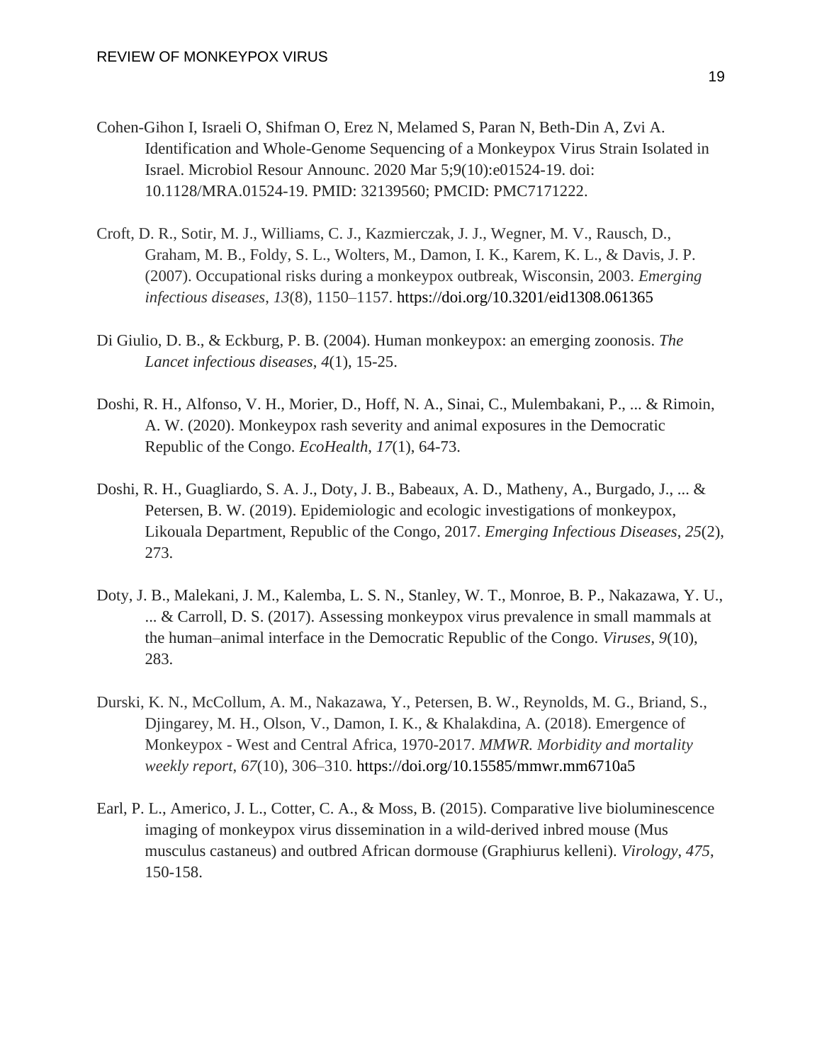Cohen-Gihon I, Israeli O, Shifman O, Erez N, Melamed S, Paran N, Beth-Din A, Zvi A. Identification and Whole-Genome Sequencing of a Monkeypox Virus Strain Isolated in Israel. Microbiol Resour Announc. 2020 Mar 5;9(10):e01524-19. doi: 10.1128/MRA.01524-19. PMID: 32139560; PMCID: PMC7171222.

Croft, D. R., Sotir, M. J., Williams, C. J., Kazmierczak, J. J., Wegner, M. V., Rausch, D., Graham, M. B., Foldy, S. L., Wolters, M., Damon, I. K., Karem, K. L., & Davis, J. P. (2007). Occupational risks during a monkeypox outbreak, Wisconsin, 2003. *Emerging infectious diseases*, *13*(8), 1150–1157. https://doi.org/10.3201/eid1308.061365

Di Giulio, D. B., & Eckburg, P. B. (2004). Human monkeypox: an emerging zoonosis. *The Lancet infectious diseases*, *4*(1), 15-25.

Doshi, R. H., Alfonso, V. H., Morier, D., Hoff, N. A., Sinai, C., Mulembakani, P., ... & Rimoin, A. W. (2020). Monkeypox rash severity and animal exposures in the Democratic Republic of the Congo. *EcoHealth*, *17*(1), 64-73.

Doshi, R. H., Guagliardo, S. A. J., Doty, J. B., Babeaux, A. D., Matheny, A., Burgado, J., ... & Petersen, B. W. (2019). Epidemiologic and ecologic investigations of monkeypox, Likouala Department, Republic of the Congo, 2017. *Emerging Infectious Diseases*, *25*(2), 273.

Doty, J. B., Malekani, J. M., Kalemba, L. S. N., Stanley, W. T., Monroe, B. P., Nakazawa, Y. U., ... & Carroll, D. S. (2017). Assessing monkeypox virus prevalence in small mammals at the human–animal interface in the Democratic Republic of the Congo. *Viruses*, *9*(10), 283.

Durski, K. N., McCollum, A. M., Nakazawa, Y., Petersen, B. W., Reynolds, M. G., Briand, S., Djingarey, M. H., Olson, V., Damon, I. K., & Khalakdina, A. (2018). Emergence of Monkeypox - West and Central Africa, 1970-2017. *MMWR. Morbidity and mortality weekly report*, *67*(10), 306–310. https://doi.org/10.15585/mmwr.mm6710a5

Earl, P. L., Americo, J. L., Cotter, C. A., & Moss, B. (2015). Comparative live bioluminescence imaging of monkeypox virus dissemination in a wild-derived inbred mouse (Mus musculus castaneus) and outbred African dormouse (Graphiurus kelleni). *Virology*, *475*, 150-158.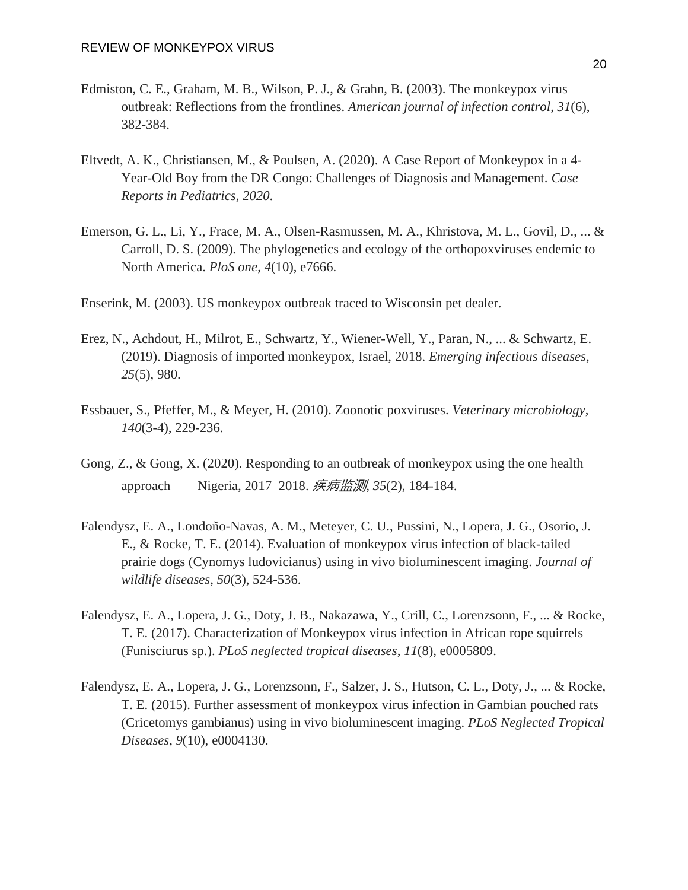Edmiston, C. E., Graham, M. B., Wilson, P. J., & Grahn, B. (2003). The monkeypox virus outbreak: Reflections from the frontlines. *American journal of infection control*, *31*(6), 382-384.

Eltvedt, A. K., Christiansen, M., & Poulsen, A. (2020). A Case Report of Monkeypox in a 4-Year-Old Boy from the DR Congo: Challenges of Diagnosis and Management. *Case Reports in Pediatrics*, *2020*.

Emerson, G. L., Li, Y., Frace, M. A., Olsen-Rasmussen, M. A., Khristova, M. L., Govil, D., ... & Carroll, D. S. (2009). The phylogenetics and ecology of the orthopoxviruses endemic to North America. *PloS one*, *4*(10), e7666.

Enserink, M. (2003). US monkeypox outbreak traced to Wisconsin pet dealer.

Erez, N., Achdout, H., Milrot, E., Schwartz, Y., Wiener-Well, Y., Paran, N., ... & Schwartz, E. (2019). Diagnosis of imported monkeypox, Israel, 2018. *Emerging infectious diseases*, *25*(5), 980.

Essbauer, S., Pfeffer, M., & Meyer, H. (2010). Zoonotic poxviruses. *Veterinary microbiology*, *140*(3-4), 229-236.

Gong, Z., & Gong, X. (2020). Responding to an outbreak of monkeypox using the one health approach——Nigeria, 2017–2018. *疾病监测*, *35*(2), 184-184.

Falendysz, E. A., Londoño-Navas, A. M., Meteyer, C. U., Pussini, N., Lopera, J. G., Osorio, J. E., & Rocke, T. E. (2014). Evaluation of monkeypox virus infection of black-tailed prairie dogs (Cynomys ludovicianus) using in vivo bioluminescent imaging. *Journal of wildlife diseases*, *50*(3), 524-536.

Falendysz, E. A., Lopera, J. G., Doty, J. B., Nakazawa, Y., Crill, C., Lorenzsonn, F., ... & Rocke, T. E. (2017). Characterization of Monkeypox virus infection in African rope squirrels (Funisciurus sp.). *PLoS neglected tropical diseases*, *11*(8), e0005809.

Falendysz, E. A., Lopera, J. G., Lorenzsonn, F., Salzer, J. S., Hutson, C. L., Doty, J., ... & Rocke, T. E. (2015). Further assessment of monkeypox virus infection in Gambian pouched rats (Cricetomys gambianus) using in vivo bioluminescent imaging. *PLoS Neglected Tropical Diseases*, *9*(10), e0004130.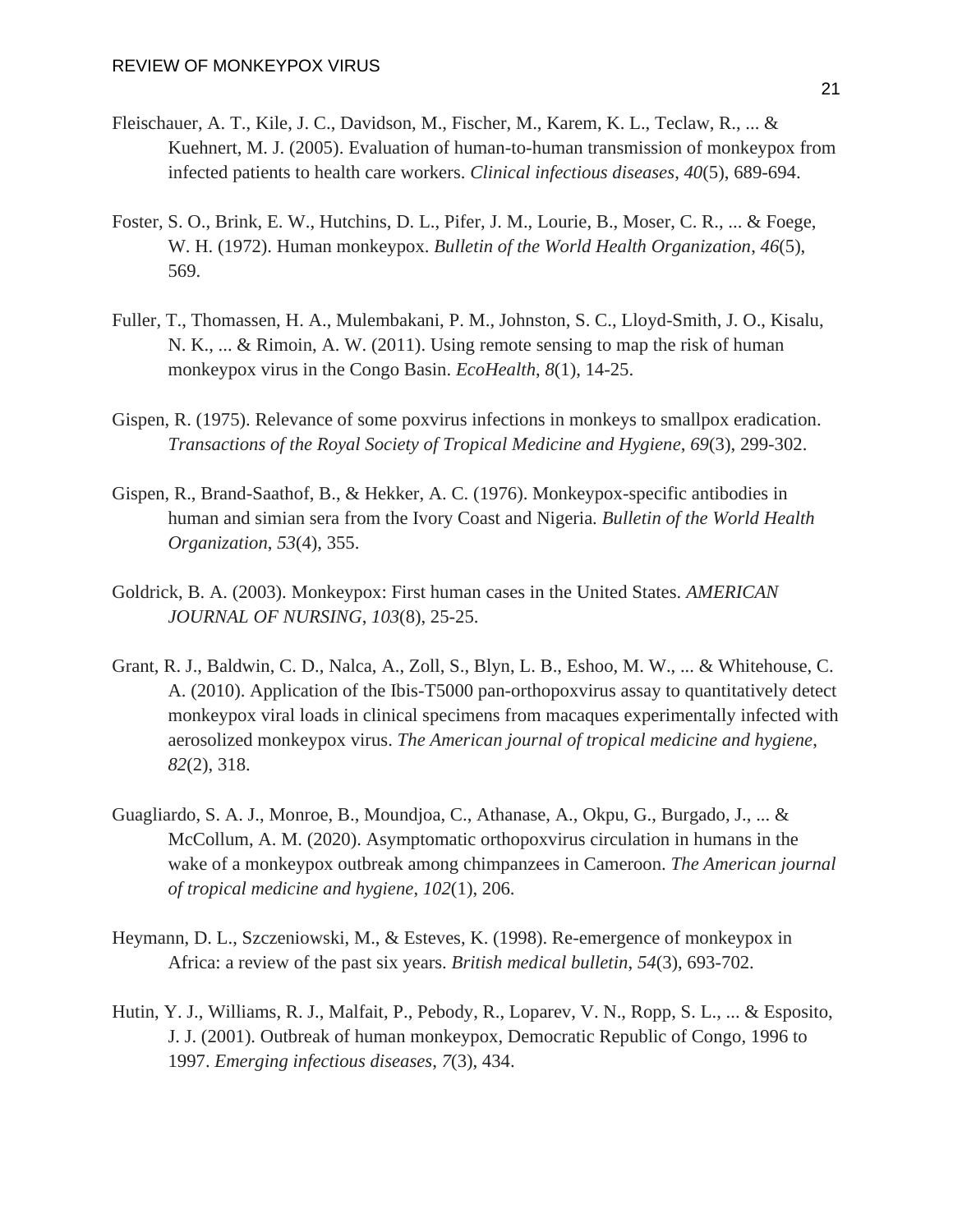Fleischauer, A. T., Kile, J. C., Davidson, M., Fischer, M., Karem, K. L., Teclaw, R., ... & Kuehnert, M. J. (2005). Evaluation of human-to-human transmission of monkeypox from infected patients to health care workers. *Clinical infectious diseases*, *40*(5), 689-694.

Foster, S. O., Brink, E. W., Hutchins, D. L., Pifer, J. M., Lourie, B., Moser, C. R., ... & Foege, W. H. (1972). Human monkeypox. *Bulletin of the World Health Organization*, *46*(5), 569.

Fuller, T., Thomassen, H. A., Mulembakani, P. M., Johnston, S. C., Lloyd-Smith, J. O., Kisalu, N. K., ... & Rimoin, A. W. (2011). Using remote sensing to map the risk of human monkeypox virus in the Congo Basin. *EcoHealth*, *8*(1), 14-25.

Gispen, R. (1975). Relevance of some poxvirus infections in monkeys to smallpox eradication. *Transactions of the Royal Society of Tropical Medicine and Hygiene*, *69*(3), 299-302.

Gispen, R., Brand-Saathof, B., & Hekker, A. C. (1976). Monkeypox-specific antibodies in human and simian sera from the Ivory Coast and Nigeria. *Bulletin of the World Health Organization*, *53*(4), 355.

Goldrick, B. A. (2003). Monkeypox: First human cases in the United States. *AMERICAN JOURNAL OF NURSING*, *103*(8), 25-25.

Grant, R. J., Baldwin, C. D., Nalca, A., Zoll, S., Blyn, L. B., Eshoo, M. W., ... & Whitehouse, C. A. (2010). Application of the Ibis-T5000 pan-orthopoxvirus assay to quantitatively detect monkeypox viral loads in clinical specimens from macaques experimentally infected with aerosolized monkeypox virus. *The American journal of tropical medicine and hygiene*, *82*(2), 318.

Guagliardo, S. A. J., Monroe, B., Moundjoa, C., Athanase, A., Okpu, G., Burgado, J., ... & McCollum, A. M. (2020). Asymptomatic orthopoxvirus circulation in humans in the wake of a monkeypox outbreak among chimpanzees in Cameroon. *The American journal of tropical medicine and hygiene*, *102*(1), 206.

Heymann, D. L., Szczeniowski, M., & Esteves, K. (1998). Re-emergence of monkeypox in Africa: a review of the past six years. *British medical bulletin*, *54*(3), 693-702.

Hutin, Y. J., Williams, R. J., Malfait, P., Pebody, R., Loparev, V. N., Ropp, S. L., ... & Esposito, J. J. (2001). Outbreak of human monkeypox, Democratic Republic of Congo, 1996 to 1997. *Emerging infectious diseases*, *7*(3), 434.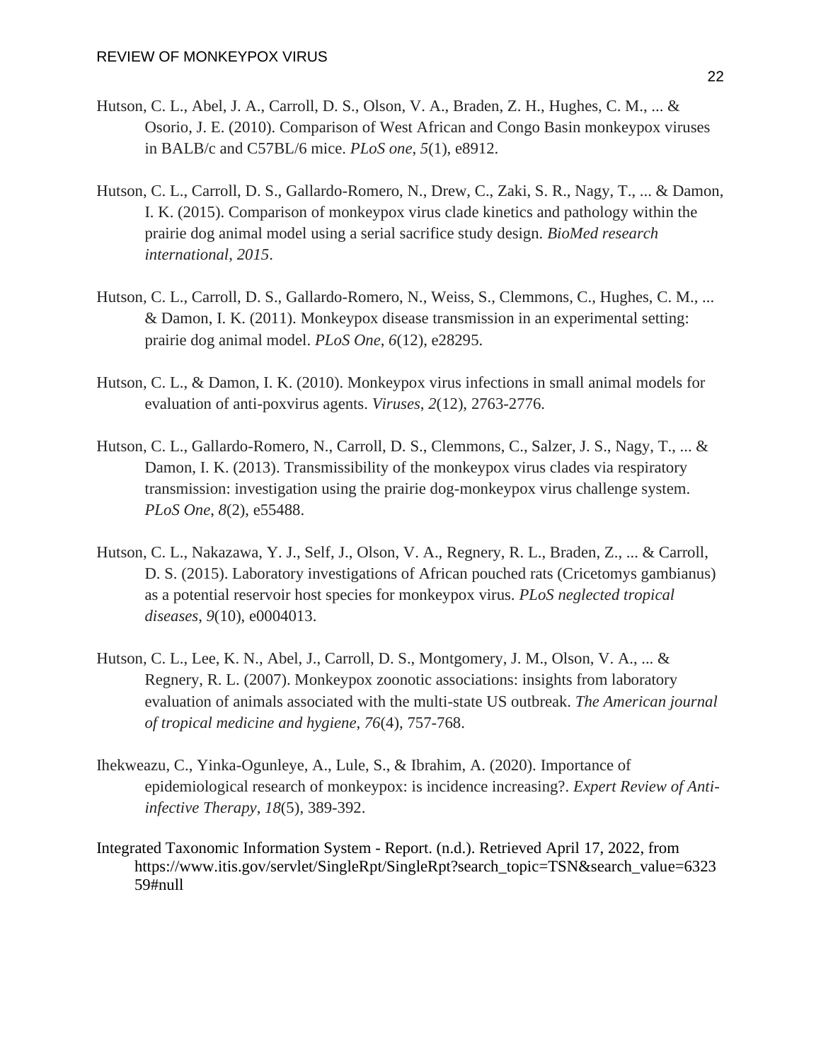Hutson, C. L., Abel, J. A., Carroll, D. S., Olson, V. A., Braden, Z. H., Hughes, C. M., ... & Osorio, J. E. (2010). Comparison of West African and Congo Basin monkeypox viruses in BALB/c and C57BL/6 mice. *PLoS one*, *5*(1), e8912.

Hutson, C. L., Carroll, D. S., Gallardo-Romero, N., Drew, C., Zaki, S. R., Nagy, T., ... & Damon, I. K. (2015). Comparison of monkeypox virus clade kinetics and pathology within the prairie dog animal model using a serial sacrifice study design. *BioMed research international*, *2015*.

Hutson, C. L., Carroll, D. S., Gallardo-Romero, N., Weiss, S., Clemmons, C., Hughes, C. M., ... & Damon, I. K. (2011). Monkeypox disease transmission in an experimental setting: prairie dog animal model. *PLoS One*, *6*(12), e28295.

Hutson, C. L., & Damon, I. K. (2010). Monkeypox virus infections in small animal models for evaluation of anti-poxvirus agents. *Viruses*, *2*(12), 2763-2776.

Hutson, C. L., Gallardo-Romero, N., Carroll, D. S., Clemmons, C., Salzer, J. S., Nagy, T., ... & Damon, I. K. (2013). Transmissibility of the monkeypox virus clades via respiratory transmission: investigation using the prairie dog-monkeypox virus challenge system. *PLoS One*, *8*(2), e55488.

Hutson, C. L., Nakazawa, Y. J., Self, J., Olson, V. A., Regnery, R. L., Braden, Z., ... & Carroll, D. S. (2015). Laboratory investigations of African pouched rats (Cricetomys gambianus) as a potential reservoir host species for monkeypox virus. *PLoS neglected tropical diseases*, *9*(10), e0004013.

Hutson, C. L., Lee, K. N., Abel, J., Carroll, D. S., Montgomery, J. M., Olson, V. A., ... & Regnery, R. L. (2007). Monkeypox zoonotic associations: insights from laboratory evaluation of animals associated with the multi-state US outbreak. *The American journal of tropical medicine and hygiene*, *76*(4), 757-768.

Ihekweazu, C., Yinka-Ogunleye, A., Lule, S., & Ibrahim, A. (2020). Importance of epidemiological research of monkeypox: is incidence increasing?. *Expert Review of Anti-infective Therapy*, *18*(5), 389-392.

Integrated Taxonomic Information System - Report. (n.d.). Retrieved April 17, 2022, from https://www.itis.gov/servlet/SingleRpt/SingleRpt?search_topic=TSN&search_value=632359#null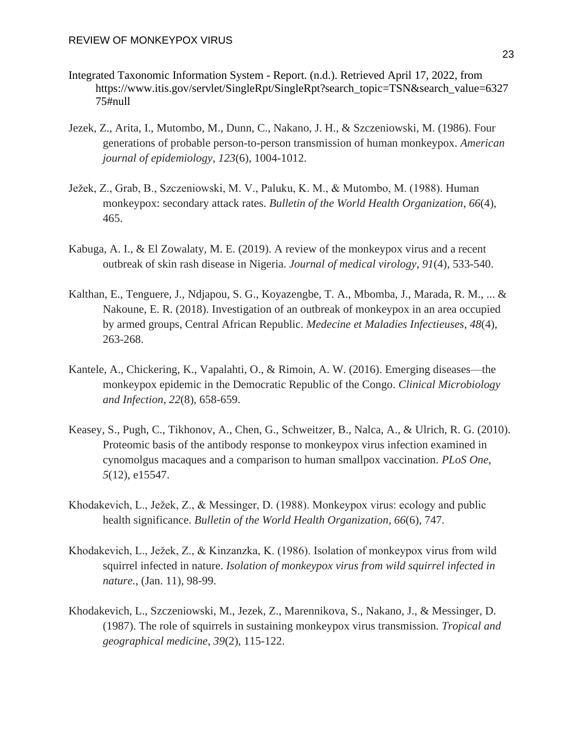Integrated Taxonomic Information System - Report. (n.d.). Retrieved April 17, 2022, from https://www.itis.gov/servlet/SingleRpt/SingleRpt?search_topic=TSN&search_value=632775#null

Jezek, Z., Arita, I., Mutombo, M., Dunn, C., Nakano, J. H., & Szczeniowski, M. (1986). Four generations of probable person-to-person transmission of human monkeypox. *American journal of epidemiology*, *123*(6), 1004-1012.

Ježek, Z., Grab, B., Szczeniowski, M. V., Paluku, K. M., & Mutombo, M. (1988). Human monkeypox: secondary attack rates. *Bulletin of the World Health Organization*, *66*(4), 465.

Kabuga, A. I., & El Zowalaty, M. E. (2019). A review of the monkeypox virus and a recent outbreak of skin rash disease in Nigeria. *Journal of medical virology*, *91*(4), 533-540.

Kalthan, E., Tenguere, J., Ndjapou, S. G., Koyazengbe, T. A., Mbomba, J., Marada, R. M., ... & Nakoune, E. R. (2018). Investigation of an outbreak of monkeypox in an area occupied by armed groups, Central African Republic. *Medecine et Maladies Infectieuses*, *48*(4), 263-268.

Kantele, A., Chickering, K., Vapalahti, O., & Rimoin, A. W. (2016). Emerging diseases—the monkeypox epidemic in the Democratic Republic of the Congo. *Clinical Microbiology and Infection*, *22*(8), 658-659.

Keasey, S., Pugh, C., Tikhonov, A., Chen, G., Schweitzer, B., Nalca, A., & Ulrich, R. G. (2010). Proteomic basis of the antibody response to monkeypox virus infection examined in cynomolgus macaques and a comparison to human smallpox vaccination. *PLoS One*, *5*(12), e15547.

Khodakevich, L., Ježek, Z., & Messinger, D. (1988). Monkeypox virus: ecology and public health significance. *Bulletin of the World Health Organization*, *66*(6), 747.

Khodakevich, L., Ježek, Z., & Kinzanzka, K. (1986). Isolation of monkeypox virus from wild squirrel infected in nature. *Isolation of monkeypox virus from wild squirrel infected in nature.*, (Jan. 11), 98-99.

Khodakevich, L., Szczeniowski, M., Jezek, Z., Marennikova, S., Nakano, J., & Messinger, D. (1987). The role of squirrels in sustaining monkeypox virus transmission. *Tropical and geographical medicine*, *39*(2), 115-122.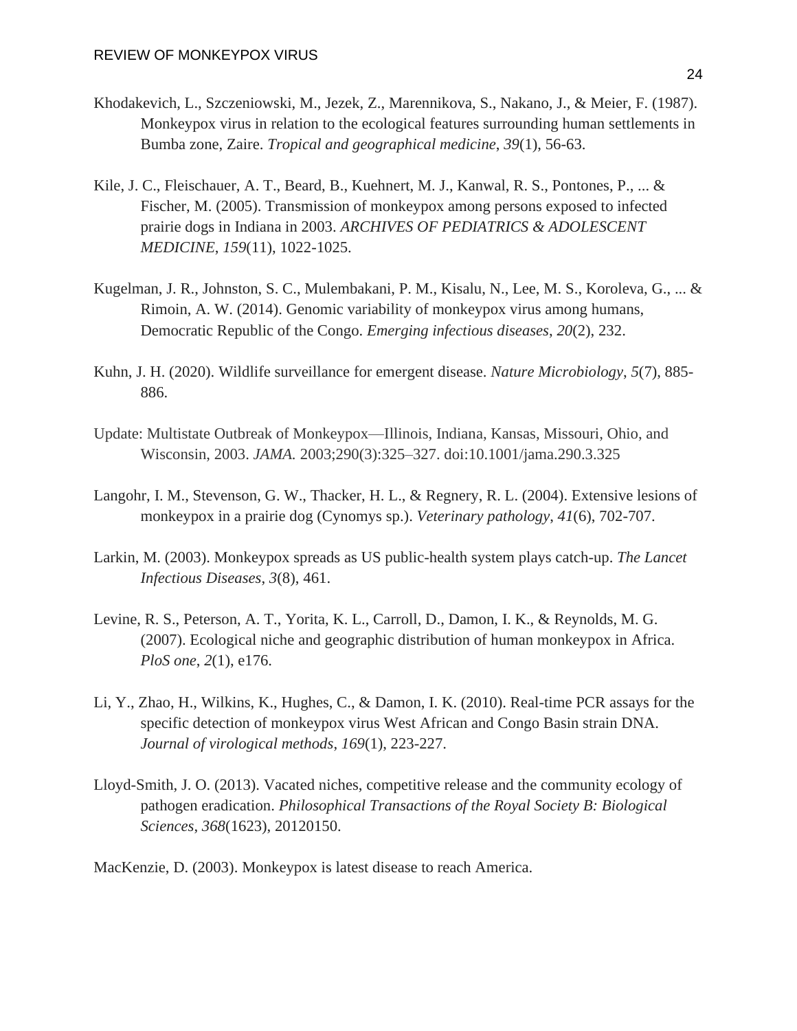Khodakevich, L., Szczeniowski, M., Jezek, Z., Marennikova, S., Nakano, J., & Meier, F. (1987). Monkeypox virus in relation to the ecological features surrounding human settlements in Bumba zone, Zaire. *Tropical and geographical medicine*, *39*(1), 56-63.

Kile, J. C., Fleischauer, A. T., Beard, B., Kuehnert, M. J., Kanwal, R. S., Pontones, P., ... & Fischer, M. (2005). Transmission of monkeypox among persons exposed to infected prairie dogs in Indiana in 2003. *ARCHIVES OF PEDIATRICS & ADOLESCENT MEDICINE*, *159*(11), 1022-1025.

Kugelman, J. R., Johnston, S. C., Mulembakani, P. M., Kisalu, N., Lee, M. S., Koroleva, G., ... & Rimoin, A. W. (2014). Genomic variability of monkeypox virus among humans, Democratic Republic of the Congo. *Emerging infectious diseases*, *20*(2), 232.

Kuhn, J. H. (2020). Wildlife surveillance for emergent disease. *Nature Microbiology*, *5*(7), 885-886.

Update: Multistate Outbreak of Monkeypox—Illinois, Indiana, Kansas, Missouri, Ohio, and Wisconsin, 2003. *JAMA.* 2003;290(3):325–327. doi:10.1001/jama.290.3.325

Langohr, I. M., Stevenson, G. W., Thacker, H. L., & Regnery, R. L. (2004). Extensive lesions of monkeypox in a prairie dog (Cynomys sp.). *Veterinary pathology*, *41*(6), 702-707.

Larkin, M. (2003). Monkeypox spreads as US public-health system plays catch-up. *The Lancet Infectious Diseases*, *3*(8), 461.

Levine, R. S., Peterson, A. T., Yorita, K. L., Carroll, D., Damon, I. K., & Reynolds, M. G. (2007). Ecological niche and geographic distribution of human monkeypox in Africa. *PloS one*, *2*(1), e176.

Li, Y., Zhao, H., Wilkins, K., Hughes, C., & Damon, I. K. (2010). Real-time PCR assays for the specific detection of monkeypox virus West African and Congo Basin strain DNA. *Journal of virological methods*, *169*(1), 223-227.

Lloyd-Smith, J. O. (2013). Vacated niches, competitive release and the community ecology of pathogen eradication. *Philosophical Transactions of the Royal Society B: Biological Sciences*, *368*(1623), 20120150.

MacKenzie, D. (2003). Monkeypox is latest disease to reach America.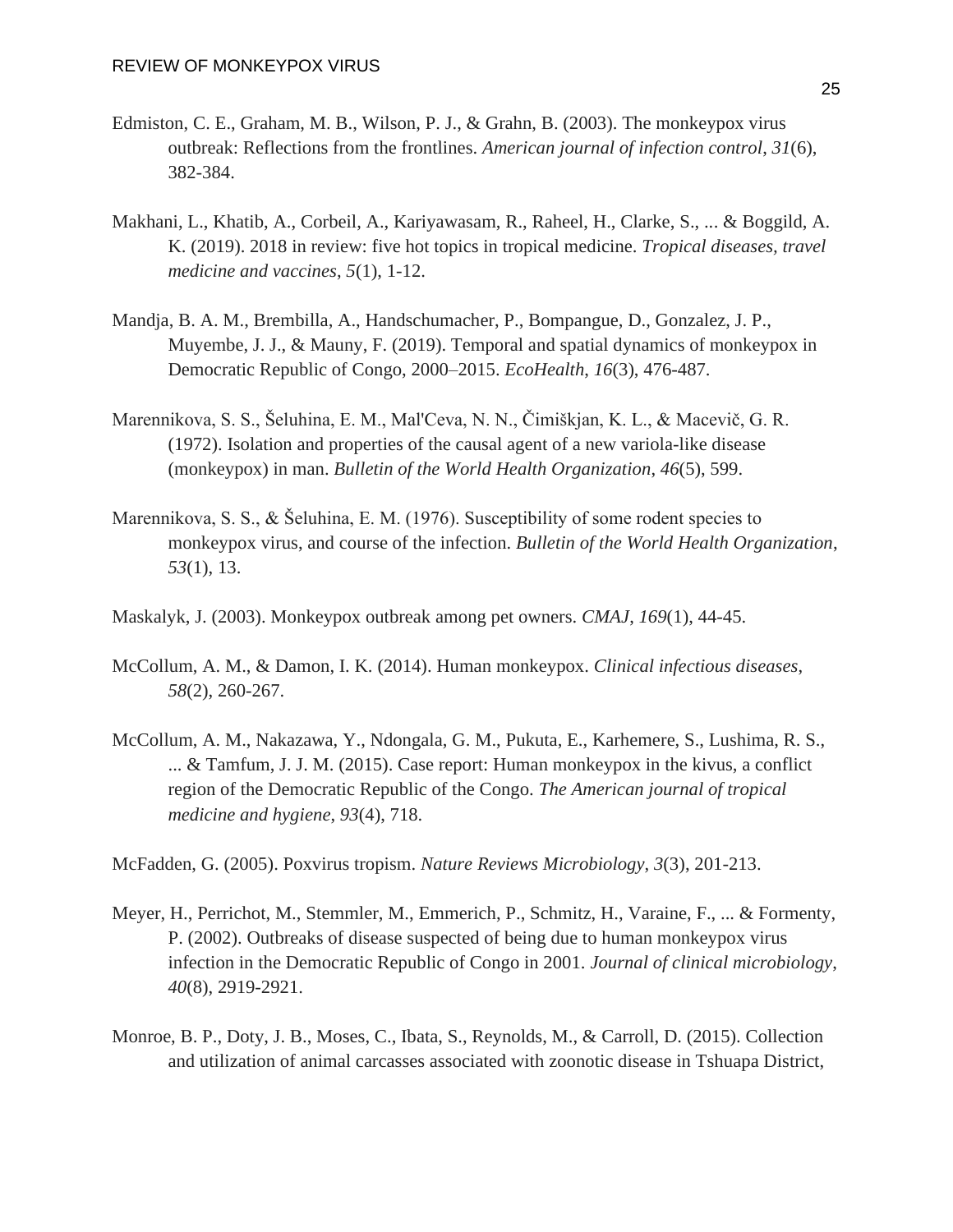Edmiston, C. E., Graham, M. B., Wilson, P. J., & Grahn, B. (2003). The monkeypox virus outbreak: Reflections from the frontlines. *American journal of infection control*, *31*(6), 382-384.

Makhani, L., Khatib, A., Corbeil, A., Kariyawasam, R., Raheel, H., Clarke, S., ... & Boggild, A. K. (2019). 2018 in review: five hot topics in tropical medicine. *Tropical diseases, travel medicine and vaccines*, *5*(1), 1-12.

Mandja, B. A. M., Brembilla, A., Handschumacher, P., Bompangue, D., Gonzalez, J. P., Muyembe, J. J., & Mauny, F. (2019). Temporal and spatial dynamics of monkeypox in Democratic Republic of Congo, 2000–2015. *EcoHealth*, *16*(3), 476-487.

Marennikova, S. S., Šeluhina, E. M., Mal'Ceva, N. N., Čimiškjan, K. L., & Macevič, G. R. (1972). Isolation and properties of the causal agent of a new variola-like disease (monkeypox) in man. *Bulletin of the World Health Organization*, *46*(5), 599.

Marennikova, S. S., & Šeluhina, E. M. (1976). Susceptibility of some rodent species to monkeypox virus, and course of the infection. *Bulletin of the World Health Organization*, *53*(1), 13.

Maskalyk, J. (2003). Monkeypox outbreak among pet owners. *CMAJ*, *169*(1), 44-45.

McCollum, A. M., & Damon, I. K. (2014). Human monkeypox. *Clinical infectious diseases*, *58*(2), 260-267.

McCollum, A. M., Nakazawa, Y., Ndongala, G. M., Pukuta, E., Karhemere, S., Lushima, R. S., ... & Tamfum, J. J. M. (2015). Case report: Human monkeypox in the kivus, a conflict region of the Democratic Republic of the Congo. *The American journal of tropical medicine and hygiene*, *93*(4), 718.

McFadden, G. (2005). Poxvirus tropism. *Nature Reviews Microbiology*, *3*(3), 201-213.

Meyer, H., Perrichot, M., Stemmler, M., Emmerich, P., Schmitz, H., Varaine, F., ... & Formenty, P. (2002). Outbreaks of disease suspected of being due to human monkeypox virus infection in the Democratic Republic of Congo in 2001. *Journal of clinical microbiology*, *40*(8), 2919-2921.

Monroe, B. P., Doty, J. B., Moses, C., Ibata, S., Reynolds, M., & Carroll, D. (2015). Collection and utilization of animal carcasses associated with zoonotic disease in Tshuapa District,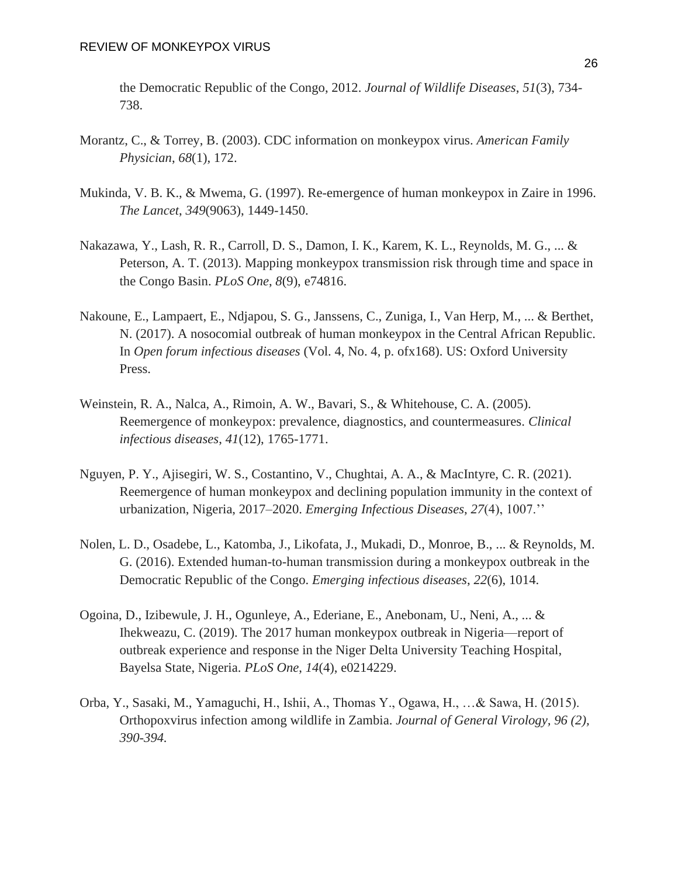the Democratic Republic of the Congo, 2012. *Journal of Wildlife Diseases*, *51*(3), 734-738.

Morantz, C., & Torrey, B. (2003). CDC information on monkeypox virus. *American Family Physician*, *68*(1), 172.

Mukinda, V. B. K., & Mwema, G. (1997). Re-emergence of human monkeypox in Zaire in 1996. *The Lancet*, *349*(9063), 1449-1450.

Nakazawa, Y., Lash, R. R., Carroll, D. S., Damon, I. K., Karem, K. L., Reynolds, M. G., ... & Peterson, A. T. (2013). Mapping monkeypox transmission risk through time and space in the Congo Basin. *PLoS One*, *8*(9), e74816.

Nakoune, E., Lampaert, E., Ndjapou, S. G., Janssens, C., Zuniga, I., Van Herp, M., ... & Berthet, N. (2017). A nosocomial outbreak of human monkeypox in the Central African Republic. In *Open forum infectious diseases* (Vol. 4, No. 4, p. ofx168). US: Oxford University Press.

Weinstein, R. A., Nalca, A., Rimoin, A. W., Bavari, S., & Whitehouse, C. A. (2005). Reemergence of monkeypox: prevalence, diagnostics, and countermeasures. *Clinical infectious diseases*, *41*(12), 1765-1771.

Nguyen, P. Y., Ajisegiri, W. S., Costantino, V., Chughtai, A. A., & MacIntyre, C. R. (2021). Reemergence of human monkeypox and declining population immunity in the context of urbanization, Nigeria, 2017–2020. *Emerging Infectious Diseases*, *27*(4), 1007.''

Nolen, L. D., Osadebe, L., Katomba, J., Likofata, J., Mukadi, D., Monroe, B., ... & Reynolds, M. G. (2016). Extended human-to-human transmission during a monkeypox outbreak in the Democratic Republic of the Congo. *Emerging infectious diseases*, *22*(6), 1014.

Ogoina, D., Izibewule, J. H., Ogunleye, A., Ederiane, E., Anebonam, U., Neni, A., ... & Ihekweazu, C. (2019). The 2017 human monkeypox outbreak in Nigeria—report of outbreak experience and response in the Niger Delta University Teaching Hospital, Bayelsa State, Nigeria. *PLoS One*, *14*(4), e0214229.

Orba, Y., Sasaki, M., Yamaguchi, H., Ishii, A., Thomas Y., Ogawa, H., …& Sawa, H. (2015). Orthopoxvirus infection among wildlife in Zambia. *Journal of General Virology*, *96 (2), 390-394.*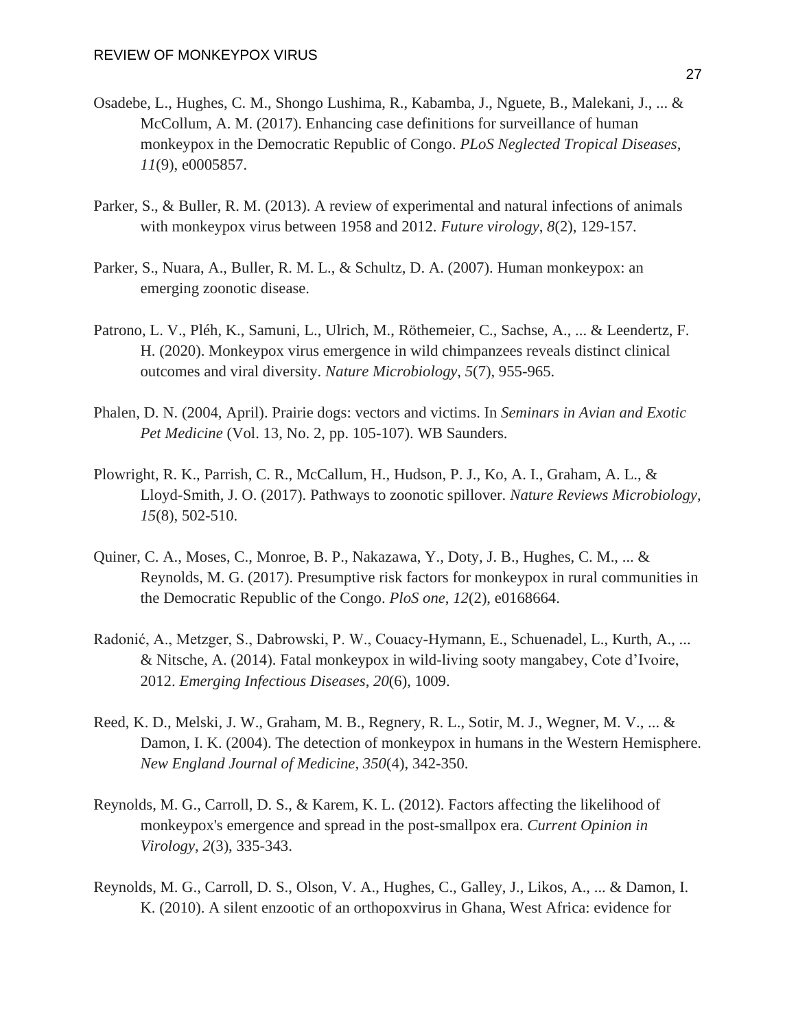Osadebe, L., Hughes, C. M., Shongo Lushima, R., Kabamba, J., Nguete, B., Malekani, J., ... & McCollum, A. M. (2017). Enhancing case definitions for surveillance of human monkeypox in the Democratic Republic of Congo. *PLoS Neglected Tropical Diseases*, *11*(9), e0005857.

Parker, S., & Buller, R. M. (2013). A review of experimental and natural infections of animals with monkeypox virus between 1958 and 2012. *Future virology*, *8*(2), 129-157.

Parker, S., Nuara, A., Buller, R. M. L., & Schultz, D. A. (2007). Human monkeypox: an emerging zoonotic disease.

Patrono, L. V., Pléh, K., Samuni, L., Ulrich, M., Röthemeier, C., Sachse, A., ... & Leendertz, F. H. (2020). Monkeypox virus emergence in wild chimpanzees reveals distinct clinical outcomes and viral diversity. *Nature Microbiology*, *5*(7), 955-965.

Phalen, D. N. (2004, April). Prairie dogs: vectors and victims. In *Seminars in Avian and Exotic Pet Medicine* (Vol. 13, No. 2, pp. 105-107). WB Saunders.

Plowright, R. K., Parrish, C. R., McCallum, H., Hudson, P. J., Ko, A. I., Graham, A. L., & Lloyd-Smith, J. O. (2017). Pathways to zoonotic spillover. *Nature Reviews Microbiology*, *15*(8), 502-510.

Quiner, C. A., Moses, C., Monroe, B. P., Nakazawa, Y., Doty, J. B., Hughes, C. M., ... & Reynolds, M. G. (2017). Presumptive risk factors for monkeypox in rural communities in the Democratic Republic of the Congo. *PloS one*, *12*(2), e0168664.

Radonić, A., Metzger, S., Dabrowski, P. W., Couacy-Hymann, E., Schuenadel, L., Kurth, A., ... & Nitsche, A. (2014). Fatal monkeypox in wild-living sooty mangabey, Cote d'Ivoire, 2012. *Emerging Infectious Diseases*, *20*(6), 1009.

Reed, K. D., Melski, J. W., Graham, M. B., Regnery, R. L., Sotir, M. J., Wegner, M. V., ... & Damon, I. K. (2004). The detection of monkeypox in humans in the Western Hemisphere. *New England Journal of Medicine*, *350*(4), 342-350.

Reynolds, M. G., Carroll, D. S., & Karem, K. L. (2012). Factors affecting the likelihood of monkeypox's emergence and spread in the post-smallpox era. *Current Opinion in Virology*, *2*(3), 335-343.

Reynolds, M. G., Carroll, D. S., Olson, V. A., Hughes, C., Galley, J., Likos, A., ... & Damon, I. K. (2010). A silent enzootic of an orthopoxvirus in Ghana, West Africa: evidence for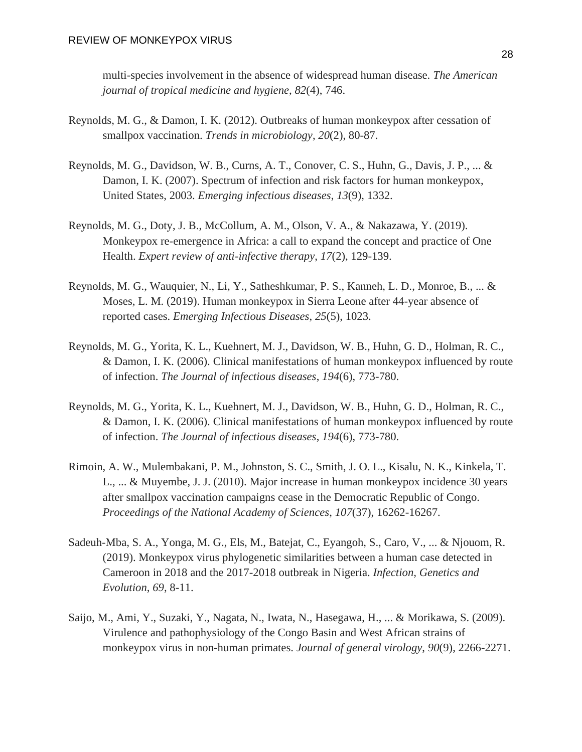multi-species involvement in the absence of widespread human disease. *The American journal of tropical medicine and hygiene*, *82*(4), 746.

Reynolds, M. G., & Damon, I. K. (2012). Outbreaks of human monkeypox after cessation of smallpox vaccination. *Trends in microbiology*, *20*(2), 80-87.

Reynolds, M. G., Davidson, W. B., Curns, A. T., Conover, C. S., Huhn, G., Davis, J. P., ... & Damon, I. K. (2007). Spectrum of infection and risk factors for human monkeypox, United States, 2003. *Emerging infectious diseases*, *13*(9), 1332.

Reynolds, M. G., Doty, J. B., McCollum, A. M., Olson, V. A., & Nakazawa, Y. (2019). Monkeypox re-emergence in Africa: a call to expand the concept and practice of One Health. *Expert review of anti-infective therapy*, *17*(2), 129-139.

Reynolds, M. G., Wauquier, N., Li, Y., Satheshkumar, P. S., Kanneh, L. D., Monroe, B., ... & Moses, L. M. (2019). Human monkeypox in Sierra Leone after 44-year absence of reported cases. *Emerging Infectious Diseases*, *25*(5), 1023.

Reynolds, M. G., Yorita, K. L., Kuehnert, M. J., Davidson, W. B., Huhn, G. D., Holman, R. C., & Damon, I. K. (2006). Clinical manifestations of human monkeypox influenced by route of infection. *The Journal of infectious diseases*, *194*(6), 773-780.

Reynolds, M. G., Yorita, K. L., Kuehnert, M. J., Davidson, W. B., Huhn, G. D., Holman, R. C., & Damon, I. K. (2006). Clinical manifestations of human monkeypox influenced by route of infection. *The Journal of infectious diseases*, *194*(6), 773-780.

Rimoin, A. W., Mulembakani, P. M., Johnston, S. C., Smith, J. O. L., Kisalu, N. K., Kinkela, T. L., ... & Muyembe, J. J. (2010). Major increase in human monkeypox incidence 30 years after smallpox vaccination campaigns cease in the Democratic Republic of Congo. *Proceedings of the National Academy of Sciences*, *107*(37), 16262-16267.

Sadeuh-Mba, S. A., Yonga, M. G., Els, M., Batejat, C., Eyangoh, S., Caro, V., ... & Njouom, R. (2019). Monkeypox virus phylogenetic similarities between a human case detected in Cameroon in 2018 and the 2017-2018 outbreak in Nigeria. *Infection, Genetics and Evolution*, *69*, 8-11.

Saijo, M., Ami, Y., Suzaki, Y., Nagata, N., Iwata, N., Hasegawa, H., ... & Morikawa, S. (2009). Virulence and pathophysiology of the Congo Basin and West African strains of monkeypox virus in non-human primates. *Journal of general virology*, *90*(9), 2266-2271.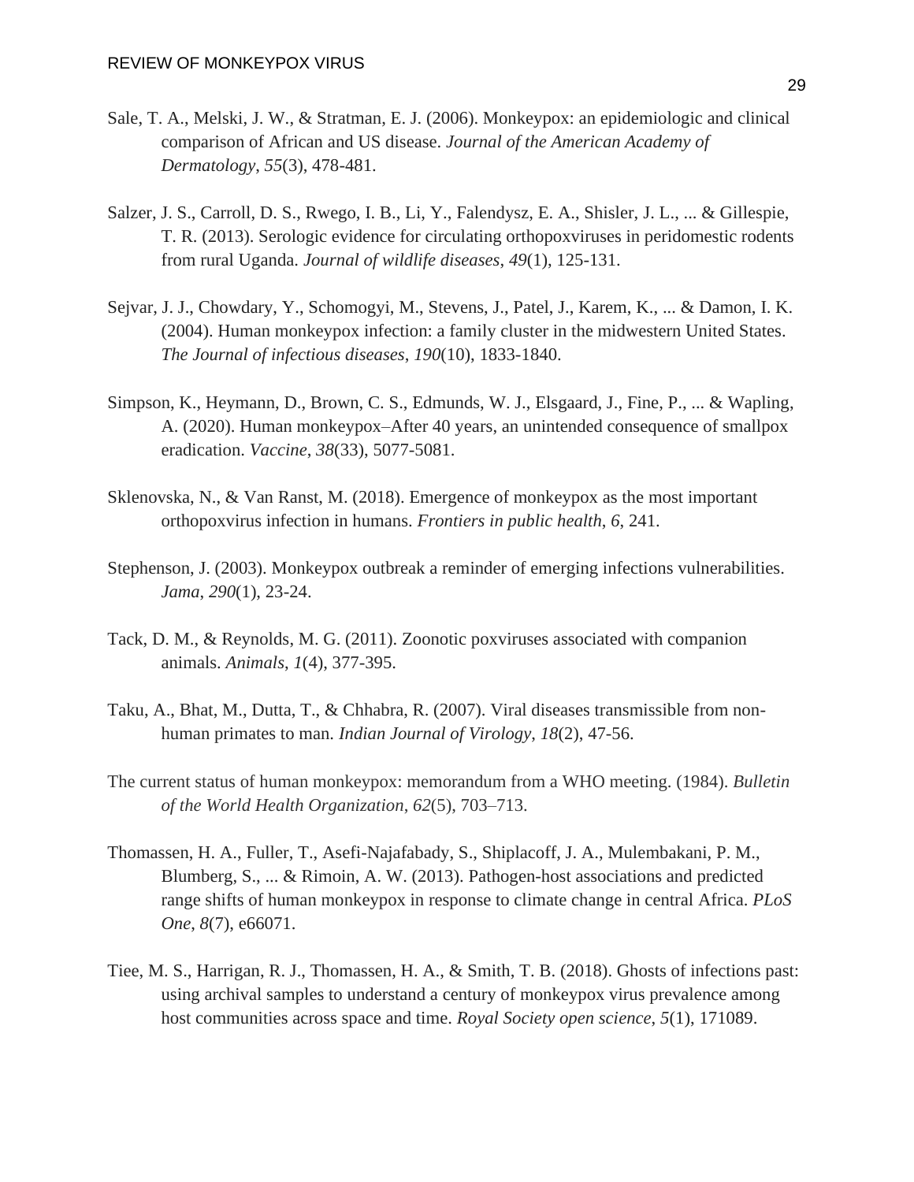Sale, T. A., Melski, J. W., & Stratman, E. J. (2006). Monkeypox: an epidemiologic and clinical comparison of African and US disease. *Journal of the American Academy of Dermatology*, *55*(3), 478-481.

Salzer, J. S., Carroll, D. S., Rwego, I. B., Li, Y., Falendysz, E. A., Shisler, J. L., ... & Gillespie, T. R. (2013). Serologic evidence for circulating orthopoxviruses in peridomestic rodents from rural Uganda. *Journal of wildlife diseases*, *49*(1), 125-131.

Sejvar, J. J., Chowdary, Y., Schomogyi, M., Stevens, J., Patel, J., Karem, K., ... & Damon, I. K. (2004). Human monkeypox infection: a family cluster in the midwestern United States. *The Journal of infectious diseases*, *190*(10), 1833-1840.

Simpson, K., Heymann, D., Brown, C. S., Edmunds, W. J., Elsgaard, J., Fine, P., ... & Wapling, A. (2020). Human monkeypox–After 40 years, an unintended consequence of smallpox eradication. *Vaccine*, *38*(33), 5077-5081.

Sklenovska, N., & Van Ranst, M. (2018). Emergence of monkeypox as the most important orthopoxvirus infection in humans. *Frontiers in public health*, *6*, 241.

Stephenson, J. (2003). Monkeypox outbreak a reminder of emerging infections vulnerabilities. *Jama*, *290*(1), 23-24.

Tack, D. M., & Reynolds, M. G. (2011). Zoonotic poxviruses associated with companion animals. *Animals*, *1*(4), 377-395.

Taku, A., Bhat, M., Dutta, T., & Chhabra, R. (2007). Viral diseases transmissible from non-human primates to man. *Indian Journal of Virology*, *18*(2), 47-56.

The current status of human monkeypox: memorandum from a WHO meeting. (1984). *Bulletin of the World Health Organization*, *62*(5), 703–713.

Thomassen, H. A., Fuller, T., Asefi-Najafabady, S., Shiplacoff, J. A., Mulembakani, P. M., Blumberg, S., ... & Rimoin, A. W. (2013). Pathogen-host associations and predicted range shifts of human monkeypox in response to climate change in central Africa. *PLoS One*, *8*(7), e66071.

Tiee, M. S., Harrigan, R. J., Thomassen, H. A., & Smith, T. B. (2018). Ghosts of infections past: using archival samples to understand a century of monkeypox virus prevalence among host communities across space and time. *Royal Society open science*, *5*(1), 171089.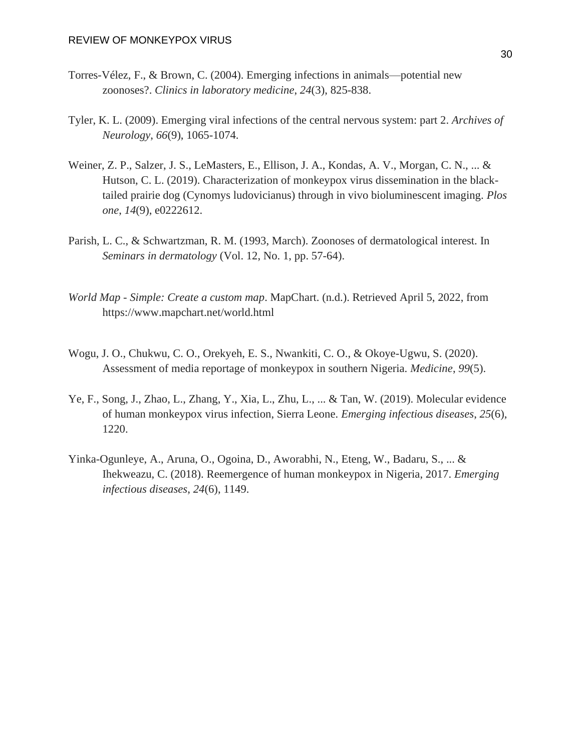Torres-Vélez, F., & Brown, C. (2004). Emerging infections in animals—potential new zoonoses?. *Clinics in laboratory medicine*, *24*(3), 825-838.

Tyler, K. L. (2009). Emerging viral infections of the central nervous system: part 2. *Archives of Neurology*, *66*(9), 1065-1074.

Weiner, Z. P., Salzer, J. S., LeMasters, E., Ellison, J. A., Kondas, A. V., Morgan, C. N., ... & Hutson, C. L. (2019). Characterization of monkeypox virus dissemination in the black-tailed prairie dog (Cynomys ludovicianus) through in vivo bioluminescent imaging. *Plos one*, *14*(9), e0222612.

Parish, L. C., & Schwartzman, R. M. (1993, March). Zoonoses of dermatological interest. In *Seminars in dermatology* (Vol. 12, No. 1, pp. 57-64).

*World Map - Simple: Create a custom map*. MapChart. (n.d.). Retrieved April 5, 2022, from https://www.mapchart.net/world.html

Wogu, J. O., Chukwu, C. O., Orekyeh, E. S., Nwankiti, C. O., & Okoye-Ugwu, S. (2020). Assessment of media reportage of monkeypox in southern Nigeria. *Medicine*, *99*(5).

Ye, F., Song, J., Zhao, L., Zhang, Y., Xia, L., Zhu, L., ... & Tan, W. (2019). Molecular evidence of human monkeypox virus infection, Sierra Leone. *Emerging infectious diseases*, *25*(6), 1220.

Yinka-Ogunleye, A., Aruna, O., Ogoina, D., Aworabhi, N., Eteng, W., Badaru, S., ... & Ihekweazu, C. (2018). Reemergence of human monkeypox in Nigeria, 2017. *Emerging infectious diseases*, *24*(6), 1149.